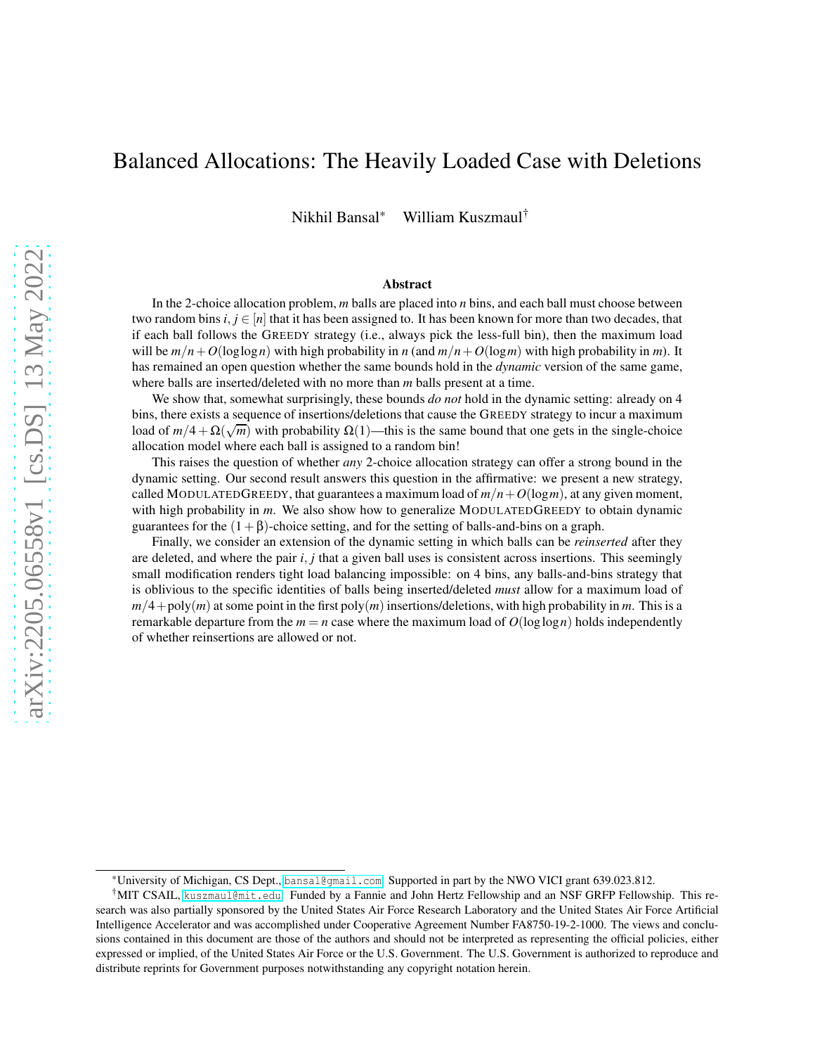# Balanced Allocations: The Heavily Loaded Case with Deletions

Nikhil Bansal* William Kuszmaul†

## Abstract

In the 2-choice allocation problem, $m$ balls are placed into $n$ bins, and each ball must choose between two random bins $i, j \in [n]$ that it has been assigned to. It has been known for more than two decades, that if each ball follows the GREEDY strategy (i.e., always pick the less-full bin), then the maximum load will be $m/n + O(\log\log n)$ with high probability in $n$ (and $m/n + O(\log m)$ with high probability in $m$). It has remained an open question whether the same bounds hold in the *dynamic* version of the same game, where balls are inserted/deleted with no more than $m$ balls present at a time.

We show that, somewhat surprisingly, these bounds *do not* hold in the dynamic setting: already on 4 bins, there exists a sequence of insertions/deletions that cause the GREEDY strategy to incur a maximum load of $m/4 + \Omega(\sqrt{m})$ with probability $\Omega(1)$—this is the same bound that one gets in the single-choice allocation model where each ball is assigned to a random bin!

This raises the question of whether *any* 2-choice allocation strategy can offer a strong bound in the dynamic setting. Our second result answers this question in the affirmative: we present a new strategy, called MODULATEDGREEDY, that guarantees a maximum load of $m/n + O(\log m)$, at any given moment, with high probability in $m$. We also show how to generalize MODULATEDGREEDY to obtain dynamic guarantees for the $(1+\beta)$-choice setting, and for the setting of balls-and-bins on a graph.

Finally, we consider an extension of the dynamic setting in which balls can be *reinserted* after they are deleted, and where the pair $i, j$ that a given ball uses is consistent across insertions. This seemingly small modification renders tight load balancing impossible: on 4 bins, any balls-and-bins strategy that is oblivious to the specific identities of balls being inserted/deleted *must* allow for a maximum load of $m/4 + \text{poly}(m)$ at some point in the first $\text{poly}(m)$ insertions/deletions, with high probability in $m$. This is a remarkable departure from the $m = n$ case where the maximum load of $O(\log\log n)$ holds independently of whether reinsertions are allowed or not.

---

*University of Michigan, CS Dept., bansal@gmail.com. Supported in part by the NWO VICI grant 639.023.812.

†MIT CSAIL, kuszmaul@mit.edu. Funded by a Fannie and John Hertz Fellowship and an NSF GRFP Fellowship. This research was also partially sponsored by the United States Air Force Research Laboratory and the United States Air Force Artificial Intelligence Accelerator and was accomplished under Cooperative Agreement Number FA8750-19-2-1000. The views and conclusions contained in this document are those of the authors and should not be interpreted as representing the official policies, either expressed or implied, of the United States Air Force or the U.S. Government. The U.S. Government is authorized to reproduce and distribute reprints for Government purposes notwithstanding any copyright notation herein.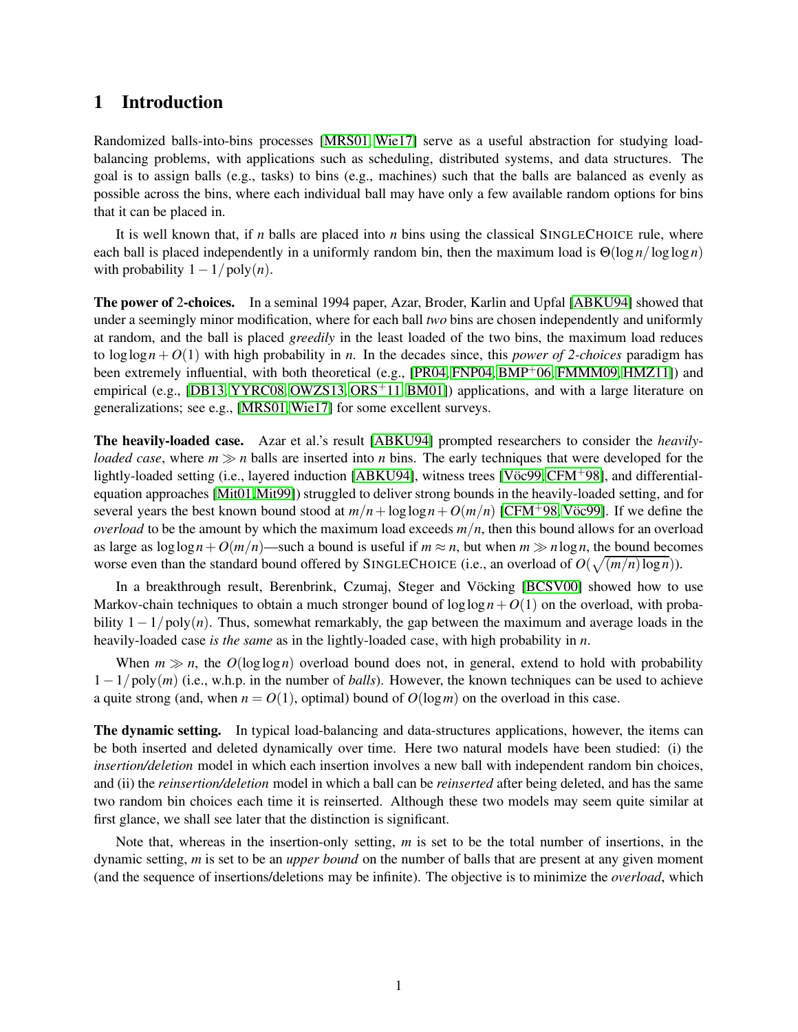# 1 Introduction

Randomized balls-into-bins processes [MRS01, Wie17] serve as a useful abstraction for studying load-balancing problems, with applications such as scheduling, distributed systems, and data structures. The goal is to assign balls (e.g., tasks) to bins (e.g., machines) such that the balls are balanced as evenly as possible across the bins, where each individual ball may have only a few available random options for bins that it can be placed in.

It is well known that, if $n$ balls are placed into $n$ bins using the classical SINGLECHOICE rule, where each ball is placed independently in a uniformly random bin, then the maximum load is $\Theta(\log n / \log\log n)$ with probability $1 - 1/\text{poly}(n)$.

**The power of 2-choices.** In a seminal 1994 paper, Azar, Broder, Karlin and Upfal [ABKU94] showed that under a seemingly minor modification, where for each ball *two* bins are chosen independently and uniformly at random, and the ball is placed *greedily* in the least loaded of the two bins, the maximum load reduces to $\log\log n + O(1)$ with high probability in $n$. In the decades since, this *power of 2-choices* paradigm has been extremely influential, with both theoretical (e.g., [PR04, FNP04, BMP+06, FMMM09, HMZ11]) and empirical (e.g., [DB13, YYRC08, OWZS13, ORS+11, BM01]) applications, and with a large literature on generalizations; see e.g., [MRS01, Wie17] for some excellent surveys.

**The heavily-loaded case.** Azar et al.'s result [ABKU94] prompted researchers to consider the *heavily-loaded case*, where $m \gg n$ balls are inserted into $n$ bins. The early techniques that were developed for the lightly-loaded setting (i.e., layered induction [ABKU94], witness trees [Vöc99, CFM+98], and differential-equation approaches [Mit01, Mit99]) struggled to deliver strong bounds in the heavily-loaded setting, and for several years the best known bound stood at $m/n + \log\log n + O(m/n)$ [CFM+98, Vöc99]. If we define the *overload* to be the amount by which the maximum load exceeds $m/n$, then this bound allows for an overload as large as $\log\log n + O(m/n)$—such a bound is useful if $m \approx n$, but when $m \gg n \log n$, the bound becomes worse even than the standard bound offered by SINGLECHOICE (i.e., an overload of $O(\sqrt{(m/n)\log n})$).

In a breakthrough result, Berenbrink, Czumaj, Steger and Vöcking [BCSV00] showed how to use Markov-chain techniques to obtain a much stronger bound of $\log\log n + O(1)$ on the overload, with probability $1 - 1/\text{poly}(n)$. Thus, somewhat remarkably, the gap between the maximum and average loads in the heavily-loaded case *is the same* as in the lightly-loaded case, with high probability in $n$.

When $m \gg n$, the $O(\log\log n)$ overload bound does not, in general, extend to hold with probability $1 - 1/\text{poly}(m)$ (i.e., w.h.p. in the number of *balls*). However, the known techniques can be used to achieve a quite strong (and, when $n = O(1)$, optimal) bound of $O(\log m)$ on the overload in this case.

**The dynamic setting.** In typical load-balancing and data-structures applications, however, the items can be both inserted and deleted dynamically over time. Here two natural models have been studied: (i) the *insertion/deletion* model in which each insertion involves a new ball with independent random bin choices, and (ii) the *reinsertion/deletion* model in which a ball can be *reinserted* after being deleted, and has the same two random bin choices each time it is reinserted. Although these two models may seem quite similar at first glance, we shall see later that the distinction is significant.

Note that, whereas in the insertion-only setting, $m$ is set to be the total number of insertions, in the dynamic setting, $m$ is set to be an *upper bound* on the number of balls that are present at any given moment (and the sequence of insertions/deletions may be infinite). The objective is to minimize the *overload*, which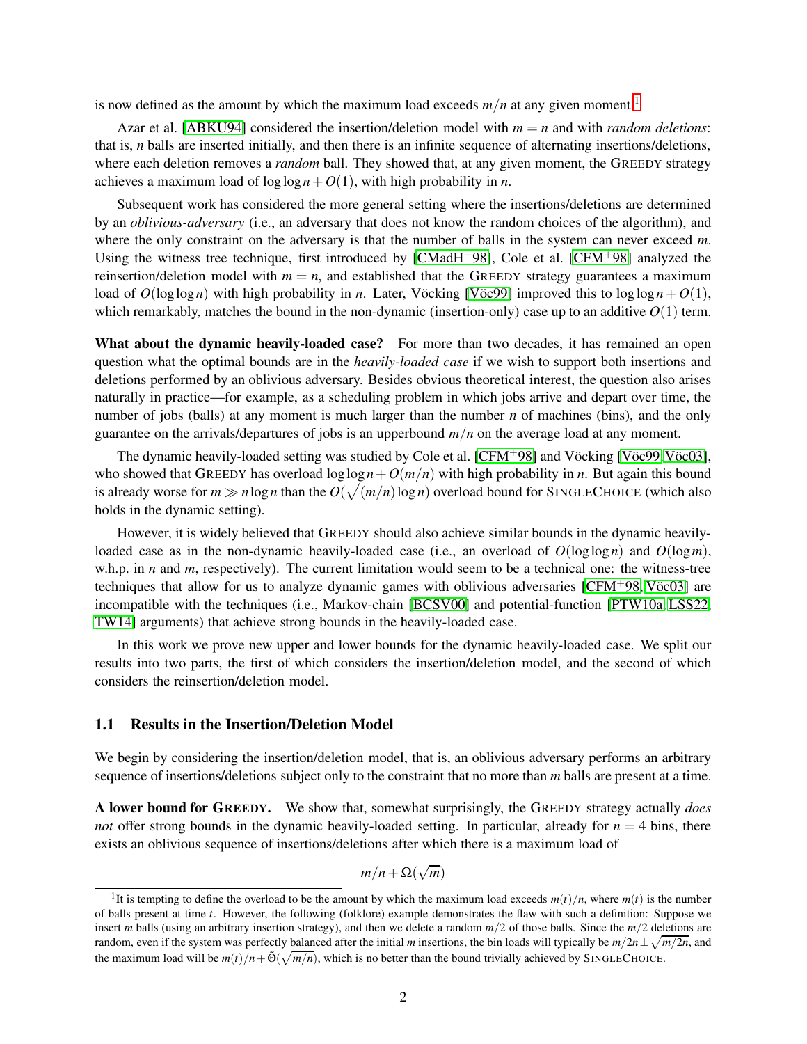is now defined as the amount by which the maximum load exceeds $m/n$ at any given moment.[1]

Azar et al. [ABKU94] considered the insertion/deletion model with $m = n$ and with *random deletions*: that is, $n$ balls are inserted initially, and then there is an infinite sequence of alternating insertions/deletions, where each deletion removes a *random* ball. They showed that, at any given moment, the GREEDY strategy achieves a maximum load of $\log\log n + O(1)$, with high probability in $n$.

Subsequent work has considered the more general setting where the insertions/deletions are determined by an *oblivious-adversary* (i.e., an adversary that does not know the random choices of the algorithm), and where the only constraint on the adversary is that the number of balls in the system can never exceed $m$. Using the witness tree technique, first introduced by [CMadH+98], Cole et al. [CFM+98] analyzed the reinsertion/deletion model with $m = n$, and established that the GREEDY strategy guarantees a maximum load of $O(\log\log n)$ with high probability in $n$. Later, Vöcking [Vöc99] improved this to $\log\log n + O(1)$, which remarkably, matches the bound in the non-dynamic (insertion-only) case up to an additive $O(1)$ term.

**What about the dynamic heavily-loaded case?** For more than two decades, it has remained an open question what the optimal bounds are in the *heavily-loaded case* if we wish to support both insertions and deletions performed by an oblivious adversary. Besides obvious theoretical interest, the question also arises naturally in practice—for example, as a scheduling problem in which jobs arrive and depart over time, the number of jobs (balls) at any moment is much larger than the number $n$ of machines (bins), and the only guarantee on the arrivals/departures of jobs is an upperbound $m/n$ on the average load at any moment.

The dynamic heavily-loaded setting was studied by Cole et al. [CFM+98] and Vöcking [Vöc99, Vöc03], who showed that GREEDY has overload $\log\log n + O(m/n)$ with high probability in $n$. But again this bound is already worse for $m \gg n\log n$ than the $O(\sqrt{(m/n)\log n})$ overload bound for SINGLECHOICE (which also holds in the dynamic setting).

However, it is widely believed that GREEDY should also achieve similar bounds in the dynamic heavily-loaded case as in the non-dynamic heavily-loaded case (i.e., an overload of $O(\log\log n)$ and $O(\log m)$, w.h.p. in $n$ and $m$, respectively). The current limitation would seem to be a technical one: the witness-tree techniques that allow for us to analyze dynamic games with oblivious adversaries [CFM+98, Vöc03] are incompatible with the techniques (i.e., Markov-chain [BCSV00] and potential-function [PTW10a, LSS22, TW14] arguments) that achieve strong bounds in the heavily-loaded case.

In this work we prove new upper and lower bounds for the dynamic heavily-loaded case. We split our results into two parts, the first of which considers the insertion/deletion model, and the second of which considers the reinsertion/deletion model.

## 1.1 Results in the Insertion/Deletion Model

We begin by considering the insertion/deletion model, that is, an oblivious adversary performs an arbitrary sequence of insertions/deletions subject only to the constraint that no more than $m$ balls are present at a time.

**A lower bound for GREEDY.** We show that, somewhat surprisingly, the GREEDY strategy actually *does not* offer strong bounds in the dynamic heavily-loaded setting. In particular, already for $n = 4$ bins, there exists an oblivious sequence of insertions/deletions after which there is a maximum load of

$$m/n + \Omega(\sqrt{m})$$

[1] It is tempting to define the overload to be the amount by which the maximum load exceeds $m(t)/n$, where $m(t)$ is the number of balls present at time $t$. However, the following (folklore) example demonstrates the flaw with such a definition: Suppose we insert $m$ balls (using an arbitrary insertion strategy), and then we delete a random $m/2$ of those balls. Since the $m/2$ deletions are random, even if the system was perfectly balanced after the initial $m$ insertions, the bin loads will typically be $m/2n \pm \sqrt{m/2n}$, and the maximum load will be $m(t)/n + \tilde{\Theta}(\sqrt{m/n})$, which is no better than the bound trivially achieved by SINGLECHOICE.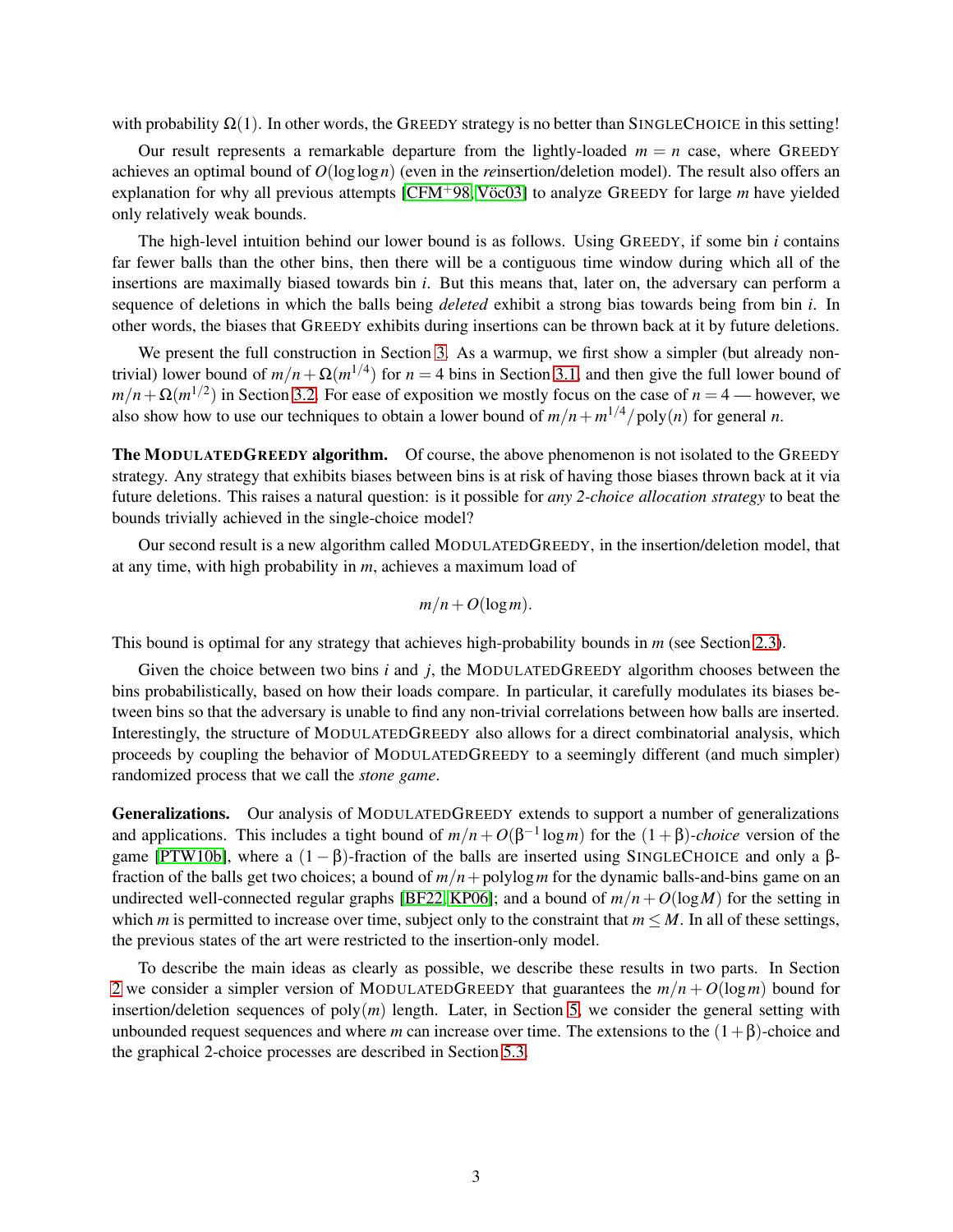with probability $\Omega(1)$. In other words, the GREEDY strategy is no better than SINGLECHOICE in this setting!

Our result represents a remarkable departure from the lightly-loaded $m = n$ case, where GREEDY achieves an optimal bound of $O(\log \log n)$ (even in the *re*insertion/deletion model). The result also offers an explanation for why all previous attempts [CFM+98, Vöc03] to analyze GREEDY for large $m$ have yielded only relatively weak bounds.

The high-level intuition behind our lower bound is as follows. Using GREEDY, if some bin $i$ contains far fewer balls than the other bins, then there will be a contiguous time window during which all of the insertions are maximally biased towards bin $i$. But this means that, later on, the adversary can perform a sequence of deletions in which the balls being *deleted* exhibit a strong bias towards being from bin $i$. In other words, the biases that GREEDY exhibits during insertions can be thrown back at it by future deletions.

We present the full construction in Section 3. As a warmup, we first show a simpler (but already non-trivial) lower bound of $m/n + \Omega(m^{1/4})$ for $n = 4$ bins in Section 3.1, and then give the full lower bound of $m/n + \Omega(m^{1/2})$ in Section 3.2. For ease of exposition we mostly focus on the case of $n = 4$ — however, we also show how to use our techniques to obtain a lower bound of $m/n + m^{1/4}/\text{poly}(n)$ for general $n$.

**The MODULATEDGREEDY algorithm.** Of course, the above phenomenon is not isolated to the GREEDY strategy. Any strategy that exhibits biases between bins is at risk of having those biases thrown back at it via future deletions. This raises a natural question: is it possible for *any 2-choice allocation strategy* to beat the bounds trivially achieved in the single-choice model?

Our second result is a new algorithm called MODULATEDGREEDY, in the insertion/deletion model, that at any time, with high probability in $m$, achieves a maximum load of

$$m/n + O(\log m).$$

This bound is optimal for any strategy that achieves high-probability bounds in $m$ (see Section 2.3).

Given the choice between two bins $i$ and $j$, the MODULATEDGREEDY algorithm chooses between the bins probabilistically, based on how their loads compare. In particular, it carefully modulates its biases between bins so that the adversary is unable to find any non-trivial correlations between how balls are inserted. Interestingly, the structure of MODULATEDGREEDY also allows for a direct combinatorial analysis, which proceeds by coupling the behavior of MODULATEDGREEDY to a seemingly different (and much simpler) randomized process that we call the *stone game*.

**Generalizations.** Our analysis of MODULATEDGREEDY extends to support a number of generalizations and applications. This includes a tight bound of $m/n + O(\beta^{-1} \log m)$ for the $(1+\beta)$-*choice* version of the game [PTW10b], where a $(1-\beta)$-fraction of the balls are inserted using SINGLECHOICE and only a $\beta$-fraction of the balls get two choices; a bound of $m/n + \text{polylog}\, m$ for the dynamic balls-and-bins game on an undirected well-connected regular graphs [BF22, KP06]; and a bound of $m/n + O(\log M)$ for the setting in which $m$ is permitted to increase over time, subject only to the constraint that $m \leq M$. In all of these settings, the previous states of the art were restricted to the insertion-only model.

To describe the main ideas as clearly as possible, we describe these results in two parts. In Section 2 we consider a simpler version of MODULATEDGREEDY that guarantees the $m/n + O(\log m)$ bound for insertion/deletion sequences of $\text{poly}(m)$ length. Later, in Section 5, we consider the general setting with unbounded request sequences and where $m$ can increase over time. The extensions to the $(1+\beta)$-choice and the graphical 2-choice processes are described in Section 5.3.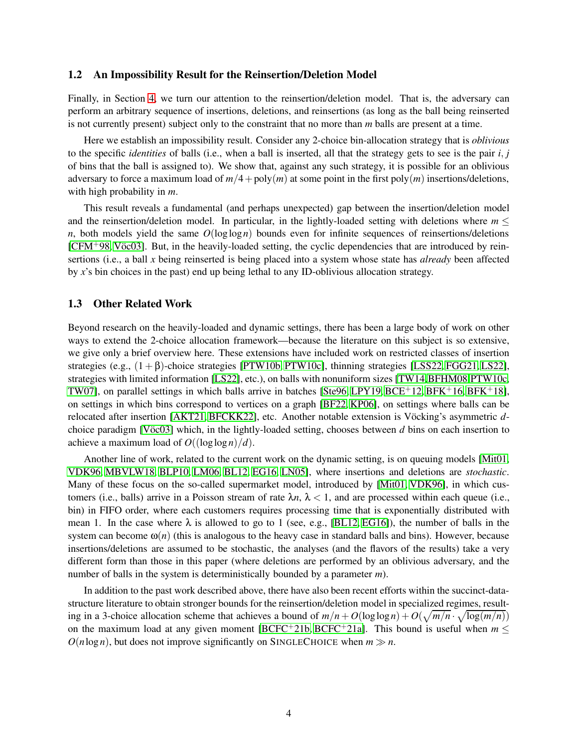## 1.2 An Impossibility Result for the Reinsertion/Deletion Model

Finally, in Section 4, we turn our attention to the reinsertion/deletion model. That is, the adversary can perform an arbitrary sequence of insertions, deletions, and reinsertions (as long as the ball being reinserted is not currently present) subject only to the constraint that no more than $m$ balls are present at a time.

Here we establish an impossibility result. Consider any 2-choice bin-allocation strategy that is *oblivious* to the specific *identities* of balls (i.e., when a ball is inserted, all that the strategy gets to see is the pair $i$, $j$ of bins that the ball is assigned to). We show that, against any such strategy, it is possible for an oblivious adversary to force a maximum load of $m/4 + \text{poly}(m)$ at some point in the first $\text{poly}(m)$ insertions/deletions, with high probability in $m$.

This result reveals a fundamental (and perhaps unexpected) gap between the insertion/deletion model and the reinsertion/deletion model. In particular, in the lightly-loaded setting with deletions where $m \leq n$, both models yield the same $O(\log \log n)$ bounds even for infinite sequences of reinsertions/deletions [CFM+98, Vöc03]. But, in the heavily-loaded setting, the cyclic dependencies that are introduced by reinsertions (i.e., a ball $x$ being reinserted is being placed into a system whose state has *already* been affected by $x$'s bin choices in the past) end up being lethal to any ID-oblivious allocation strategy.

## 1.3 Other Related Work

Beyond research on the heavily-loaded and dynamic settings, there has been a large body of work on other ways to extend the 2-choice allocation framework—because the literature on this subject is so extensive, we give only a brief overview here. These extensions have included work on restricted classes of insertion strategies (e.g., $(1+\beta)$-choice strategies [PTW10b, PTW10c], thinning strategies [LSS22, FGG21, LS22], strategies with limited information [LS22], etc.), on balls with nonuniform sizes [TW14, BFHM08, PTW10c, TW07], on parallel settings in which balls arrive in batches [Ste96, LPY19, BCE+12, BFK+16, BFK+18], on settings in which bins correspond to vertices on a graph [BF22, KP06], on settings where balls can be relocated after insertion [AKT21, BFCKK22], etc. Another notable extension is Vöcking's asymmetric $d$-choice paradigm [Vöc03] which, in the lightly-loaded setting, chooses between $d$ bins on each insertion to achieve a maximum load of $O((\log \log n)/d)$.

Another line of work, related to the current work on the dynamic setting, is on queuing models [Mit01, VDK96, MBVLW18, BLP10, LM06, BL12, EG16, LN05], where insertions and deletions are *stochastic*. Many of these focus on the so-called supermarket model, introduced by [Mit01, VDK96], in which customers (i.e., balls) arrive in a Poisson stream of rate $\lambda n$, $\lambda < 1$, and are processed within each queue (i.e., bin) in FIFO order, where each customers requires processing time that is exponentially distributed with mean 1. In the case where $\lambda$ is allowed to go to 1 (see, e.g., [BL12, EG16]), the number of balls in the system can become $\omega(n)$ (this is analogous to the heavy case in standard balls and bins). However, because insertions/deletions are assumed to be stochastic, the analyses (and the flavors of the results) take a very different form than those in this paper (where deletions are performed by an oblivious adversary, and the number of balls in the system is deterministically bounded by a parameter $m$).

In addition to the past work described above, there have also been recent efforts within the succinct-data-structure literature to obtain stronger bounds for the reinsertion/deletion model in specialized regimes, resulting in a 3-choice allocation scheme that achieves a bound of $m/n + O(\log \log n) + O(\sqrt{m/n} \cdot \sqrt{\log(m/n)})$ on the maximum load at any given moment [BCFC+21b, BCFC+21a]. This bound is useful when $m \leq O(n \log n)$, but does not improve significantly on SINGLECHOICE when $m \gg n$.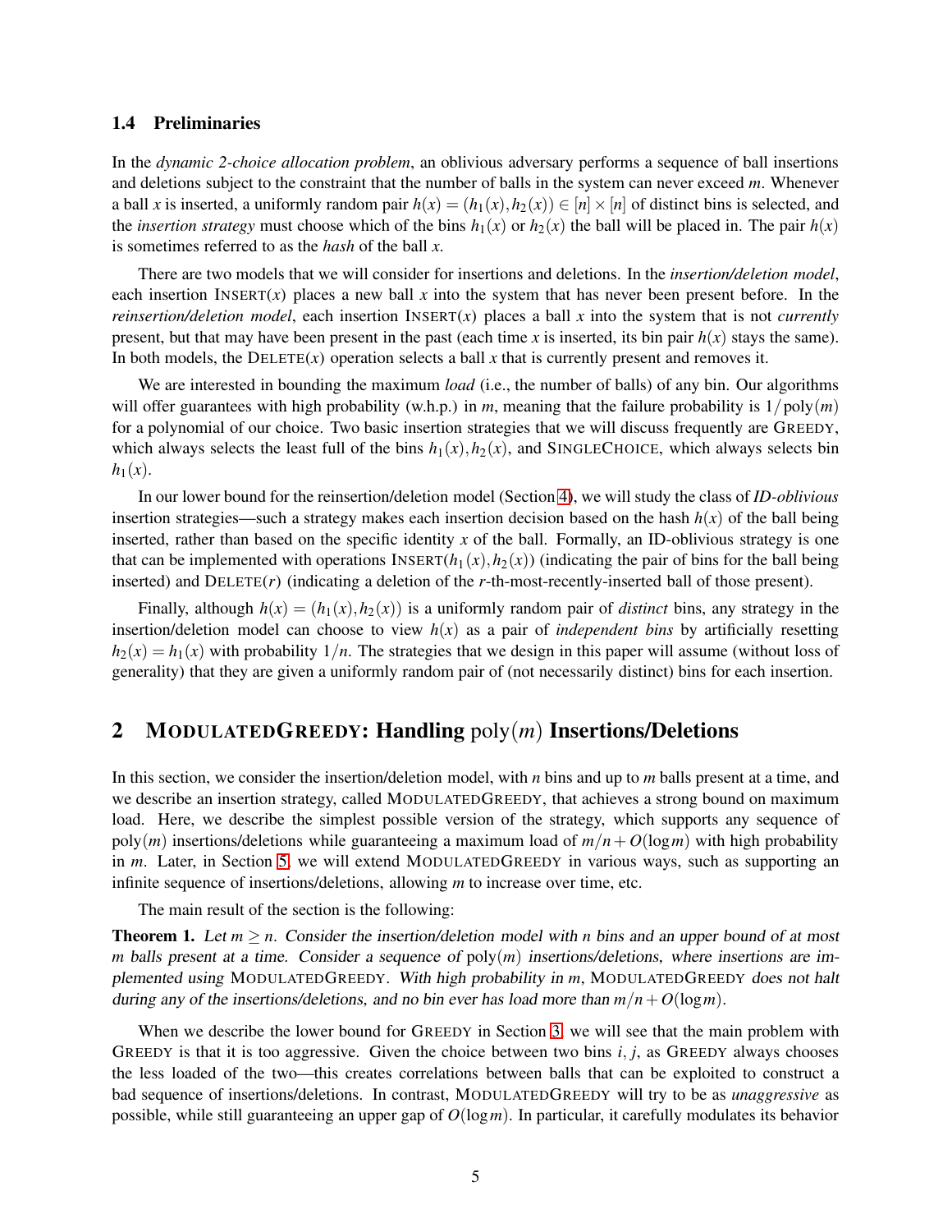### 1.4 Preliminaries

In the *dynamic 2-choice allocation problem*, an oblivious adversary performs a sequence of ball insertions and deletions subject to the constraint that the number of balls in the system can never exceed $m$. Whenever a ball $x$ is inserted, a uniformly random pair $h(x) = (h_1(x), h_2(x)) \in [n] \times [n]$ of distinct bins is selected, and the *insertion strategy* must choose which of the bins $h_1(x)$ or $h_2(x)$ the ball will be placed in. The pair $h(x)$ is sometimes referred to as the *hash* of the ball $x$.

There are two models that we will consider for insertions and deletions. In the *insertion/deletion model*, each insertion INSERT($x$) places a new ball $x$ into the system that has never been present before. In the *reinsertion/deletion model*, each insertion INSERT($x$) places a ball $x$ into the system that is not *currently* present, but that may have been present in the past (each time $x$ is inserted, its bin pair $h(x)$ stays the same). In both models, the DELETE($x$) operation selects a ball $x$ that is currently present and removes it.

We are interested in bounding the maximum *load* (i.e., the number of balls) of any bin. Our algorithms will offer guarantees with high probability (w.h.p.) in $m$, meaning that the failure probability is $1/\text{poly}(m)$ for a polynomial of our choice. Two basic insertion strategies that we will discuss frequently are GREEDY, which always selects the least full of the bins $h_1(x), h_2(x)$, and SINGLECHOICE, which always selects bin $h_1(x)$.

In our lower bound for the reinsertion/deletion model (Section 4), we will study the class of *ID-oblivious* insertion strategies—such a strategy makes each insertion decision based on the hash $h(x)$ of the ball being inserted, rather than based on the specific identity $x$ of the ball. Formally, an ID-oblivious strategy is one that can be implemented with operations INSERT($h_1(x), h_2(x)$) (indicating the pair of bins for the ball being inserted) and DELETE($r$) (indicating a deletion of the $r$-th-most-recently-inserted ball of those present).

Finally, although $h(x) = (h_1(x), h_2(x))$ is a uniformly random pair of *distinct* bins, any strategy in the insertion/deletion model can choose to view $h(x)$ as a pair of *independent bins* by artificially resetting $h_2(x) = h_1(x)$ with probability $1/n$. The strategies that we design in this paper will assume (without loss of generality) that they are given a uniformly random pair of (not necessarily distinct) bins for each insertion.

## 2 MODULATEDGREEDY: Handling poly($m$) Insertions/Deletions

In this section, we consider the insertion/deletion model, with $n$ bins and up to $m$ balls present at a time, and we describe an insertion strategy, called MODULATEDGREEDY, that achieves a strong bound on maximum load. Here, we describe the simplest possible version of the strategy, which supports any sequence of poly($m$) insertions/deletions while guaranteeing a maximum load of $m/n + O(\log m)$ with high probability in $m$. Later, in Section 5, we will extend MODULATEDGREEDY in various ways, such as supporting an infinite sequence of insertions/deletions, allowing $m$ to increase over time, etc.

The main result of the section is the following:

**Theorem 1.** *Let $m \geq n$. Consider the insertion/deletion model with $n$ bins and an upper bound of at most $m$ balls present at a time. Consider a sequence of poly($m$) insertions/deletions, where insertions are implemented using MODULATEDGREEDY. With high probability in $m$, MODULATEDGREEDY does not halt during any of the insertions/deletions, and no bin ever has load more than $m/n + O(\log m)$.*

When we describe the lower bound for GREEDY in Section 3, we will see that the main problem with GREEDY is that it is too aggressive. Given the choice between two bins $i, j$, as GREEDY always chooses the less loaded of the two—this creates correlations between balls that can be exploited to construct a bad sequence of insertions/deletions. In contrast, MODULATEDGREEDY will try to be as *unaggressive* as possible, while still guaranteeing an upper gap of $O(\log m)$. In particular, it carefully modulates its behavior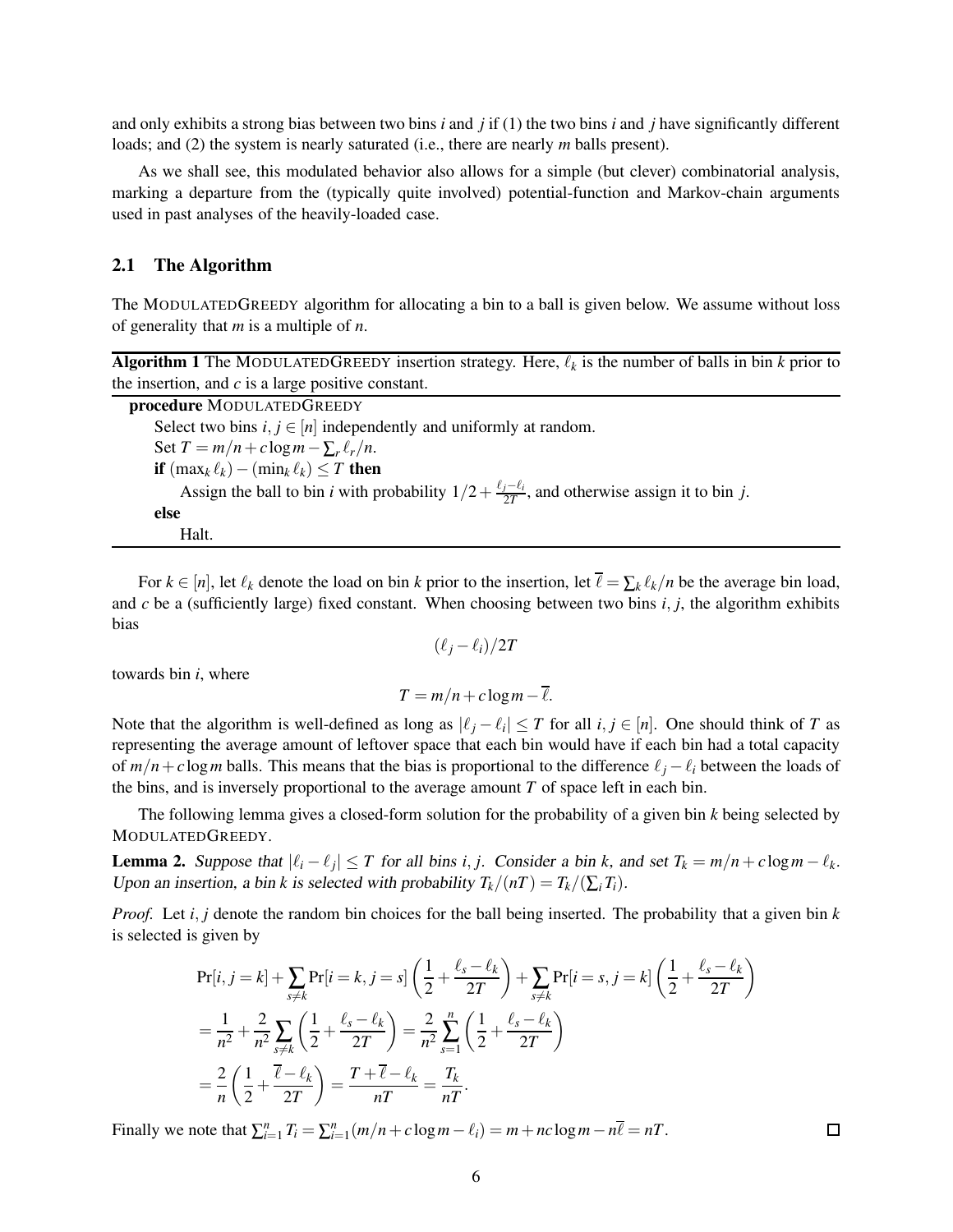and only exhibits a strong bias between two bins $i$ and $j$ if (1) the two bins $i$ and $j$ have significantly different loads; and (2) the system is nearly saturated (i.e., there are nearly $m$ balls present).

As we shall see, this modulated behavior also allows for a simple (but clever) combinatorial analysis, marking a departure from the (typically quite involved) potential-function and Markov-chain arguments used in past analyses of the heavily-loaded case.

### 2.1 The Algorithm

The ModulatedGreedy algorithm for allocating a bin to a ball is given below. We assume without loss of generality that $m$ is a multiple of $n$.

**Algorithm 1** The ModulatedGreedy insertion strategy. Here, $\ell_k$ is the number of balls in bin $k$ prior to the insertion, and $c$ is a large positive constant.

```
procedure ModulatedGreedy
    Select two bins i, j ∈ [n] independently and uniformly at random.
    Set T = m/n + c log m − Σ_r ℓ_r/n.
    if (max_k ℓ_k) − (min_k ℓ_k) ≤ T then
        Assign the ball to bin i with probability 1/2 + (ℓ_j − ℓ_i)/(2T), and otherwise assign it to bin j.
    else
        Halt.
```

For $k \in [n]$, let $\ell_k$ denote the load on bin $k$ prior to the insertion, let $\overline{\ell} = \sum_k \ell_k / n$ be the average bin load, and $c$ be a (sufficiently large) fixed constant. When choosing between two bins $i, j$, the algorithm exhibits bias

$$(\ell_j - \ell_i)/2T$$

towards bin $i$, where

$$T = m/n + c \log m - \overline{\ell}.$$

Note that the algorithm is well-defined as long as $|\ell_j - \ell_i| \leq T$ for all $i, j \in [n]$. One should think of $T$ as representing the average amount of leftover space that each bin would have if each bin had a total capacity of $m/n + c \log m$ balls. This means that the bias is proportional to the difference $\ell_j - \ell_i$ between the loads of the bins, and is inversely proportional to the average amount $T$ of space left in each bin.

The following lemma gives a closed-form solution for the probability of a given bin $k$ being selected by ModulatedGreedy.

**Lemma 2.** *Suppose that $|\ell_i - \ell_j| \leq T$ for all bins $i, j$. Consider a bin $k$, and set $T_k = m/n + c \log m - \ell_k$. Upon an insertion, a bin $k$ is selected with probability $T_k/(nT) = T_k/(\sum_i T_i)$.*

*Proof.* Let $i, j$ denote the random bin choices for the ball being inserted. The probability that a given bin $k$ is selected is given by

$$\begin{aligned}
&\Pr[i,j=k] + \sum_{s \neq k} \Pr[i=k, j=s]\left(\frac{1}{2} + \frac{\ell_s - \ell_k}{2T}\right) + \sum_{s \neq k} \Pr[i=s, j=k]\left(\frac{1}{2} + \frac{\ell_s - \ell_k}{2T}\right) \\
&= \frac{1}{n^2} + \frac{2}{n^2} \sum_{s \neq k} \left(\frac{1}{2} + \frac{\ell_s - \ell_k}{2T}\right) = \frac{2}{n^2} \sum_{s=1}^{n} \left(\frac{1}{2} + \frac{\ell_s - \ell_k}{2T}\right) \\
&= \frac{2}{n}\left(\frac{1}{2} + \frac{\overline{\ell} - \ell_k}{2T}\right) = \frac{T + \overline{\ell} - \ell_k}{nT} = \frac{T_k}{nT}.
\end{aligned}$$

Finally we note that $\sum_{i=1}^{n} T_i = \sum_{i=1}^{n} (m/n + c \log m - \ell_i) = m + nc \log m - n\overline{\ell} = nT$. □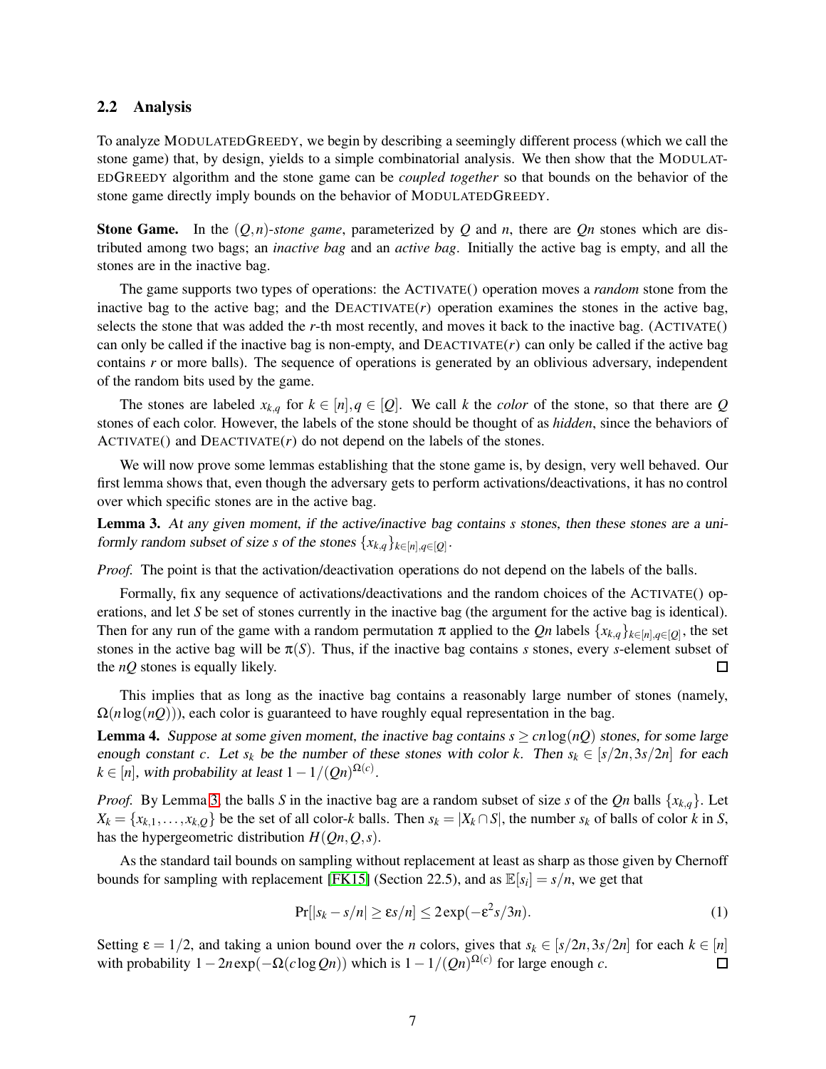### 2.2 Analysis

To analyze MODULATEDGREEDY, we begin by describing a seemingly different process (which we call the stone game) that, by design, yields to a simple combinatorial analysis. We then show that the MODULATEDGREEDY algorithm and the stone game can be *coupled together* so that bounds on the behavior of the stone game directly imply bounds on the behavior of MODULATEDGREEDY.

**Stone Game.** In the $(Q,n)$-*stone game*, parameterized by $Q$ and $n$, there are $Qn$ stones which are distributed among two bags; an *inactive bag* and an *active bag*. Initially the active bag is empty, and all the stones are in the inactive bag.

The game supports two types of operations: the ACTIVATE() operation moves a *random* stone from the inactive bag to the active bag; and the DEACTIVATE($r$) operation examines the stones in the active bag, selects the stone that was added the $r$-th most recently, and moves it back to the inactive bag. (ACTIVATE() can only be called if the inactive bag is non-empty, and DEACTIVATE($r$) can only be called if the active bag contains $r$ or more balls). The sequence of operations is generated by an oblivious adversary, independent of the random bits used by the game.

The stones are labeled $x_{k,q}$ for $k \in [n], q \in [Q]$. We call $k$ the *color* of the stone, so that there are $Q$ stones of each color. However, the labels of the stone should be thought of as *hidden*, since the behaviors of ACTIVATE() and DEACTIVATE($r$) do not depend on the labels of the stones.

We will now prove some lemmas establishing that the stone game is, by design, very well behaved. Our first lemma shows that, even though the adversary gets to perform activations/deactivations, it has no control over which specific stones are in the active bag.

**Lemma 3.** *At any given moment, if the active/inactive bag contains $s$ stones, then these stones are a uniformly random subset of size $s$ of the stones $\{x_{k,q}\}_{k\in[n],q\in[Q]}$.*

*Proof.* The point is that the activation/deactivation operations do not depend on the labels of the balls.

Formally, fix any sequence of activations/deactivations and the random choices of the ACTIVATE() operations, and let $S$ be set of stones currently in the inactive bag (the argument for the active bag is identical). Then for any run of the game with a random permutation $\pi$ applied to the $Qn$ labels $\{x_{k,q}\}_{k\in[n],q\in[Q]}$, the set stones in the active bag will be $\pi(S)$. Thus, if the inactive bag contains $s$ stones, every $s$-element subset of the $nQ$ stones is equally likely. $\square$

This implies that as long as the inactive bag contains a reasonably large number of stones (namely, $\Omega(n\log(nQ))$), each color is guaranteed to have roughly equal representation in the bag.

**Lemma 4.** *Suppose at some given moment, the inactive bag contains $s \geq cn\log(nQ)$ stones, for some large enough constant $c$. Let $s_k$ be the number of these stones with color $k$. Then $s_k \in [s/2n, 3s/2n]$ for each $k \in [n]$, with probability at least $1 - 1/(Qn)^{\Omega(c)}$.*

*Proof.* By Lemma 3, the balls $S$ in the inactive bag are a random subset of size $s$ of the $Qn$ balls $\{x_{k,q}\}$. Let $X_k = \{x_{k,1},\ldots,x_{k,Q}\}$ be the set of all color-$k$ balls. Then $s_k = |X_k \cap S|$, the number $s_k$ of balls of color $k$ in $S$, has the hypergeometric distribution $H(Qn,Q,s)$.

As the standard tail bounds on sampling without replacement at least as sharp as those given by Chernoff bounds for sampling with replacement [FK15] (Section 22.5), and as $\mathbb{E}[s_i] = s/n$, we get that

$$\Pr[|s_k - s/n| \geq \varepsilon s/n] \leq 2\exp(-\varepsilon^2 s/3n). \tag{1}$$

Setting $\varepsilon = 1/2$, and taking a union bound over the $n$ colors, gives that $s_k \in [s/2n, 3s/2n]$ for each $k \in [n]$ with probability $1 - 2n\exp(-\Omega(c\log Qn))$ which is $1 - 1/(Qn)^{\Omega(c)}$ for large enough $c$. $\square$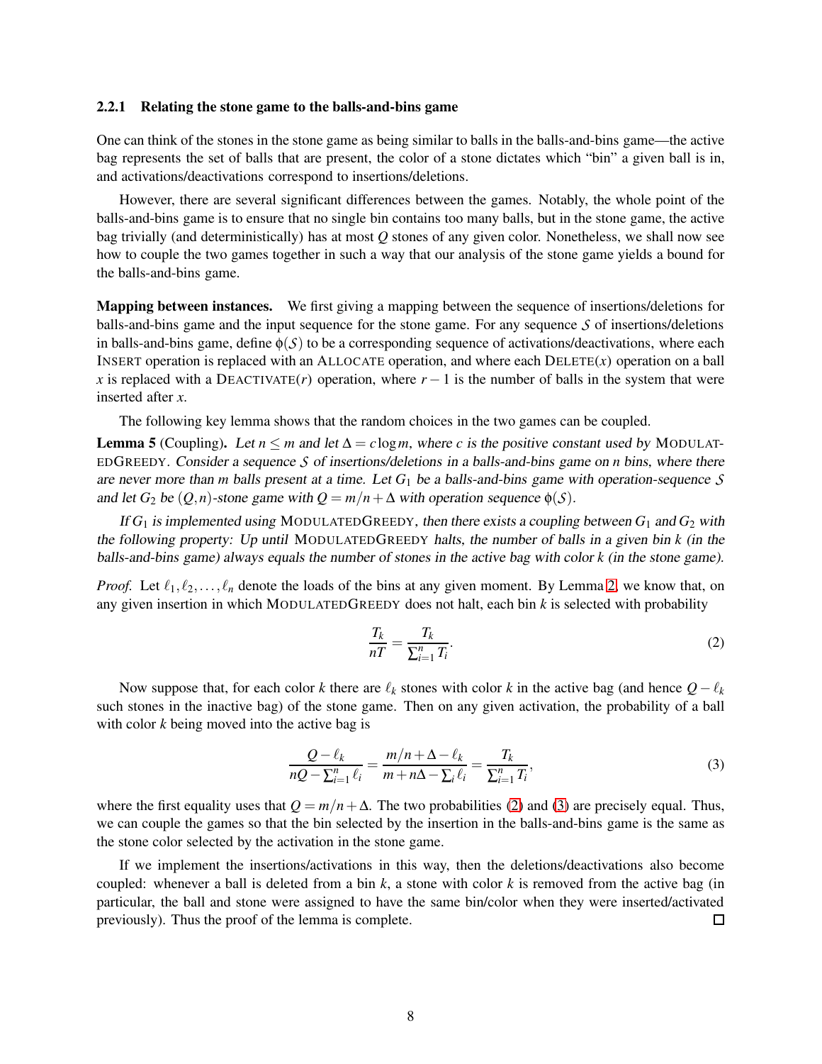### 2.2.1 Relating the stone game to the balls-and-bins game

One can think of the stones in the stone game as being similar to balls in the balls-and-bins game—the active bag represents the set of balls that are present, the color of a stone dictates which "bin" a given ball is in, and activations/deactivations correspond to insertions/deletions.

However, there are several significant differences between the games. Notably, the whole point of the balls-and-bins game is to ensure that no single bin contains too many balls, but in the stone game, the active bag trivially (and deterministically) has at most $Q$ stones of any given color. Nonetheless, we shall now see how to couple the two games together in such a way that our analysis of the stone game yields a bound for the balls-and-bins game.

**Mapping between instances.** We first giving a mapping between the sequence of insertions/deletions for balls-and-bins game and the input sequence for the stone game. For any sequence $\mathcal{S}$ of insertions/deletions in balls-and-bins game, define $\phi(\mathcal{S})$ to be a corresponding sequence of activations/deactivations, where each INSERT operation is replaced with an ALLOCATE operation, and where each DELETE($x$) operation on a ball $x$ is replaced with a DEACTIVATE($r$) operation, where $r-1$ is the number of balls in the system that were inserted after $x$.

The following key lemma shows that the random choices in the two games can be coupled.

**Lemma 5** (Coupling). *Let $n \le m$ and let $\Delta = c \log m$, where $c$ is the positive constant used by* MODULATEDGREEDY*. Consider a sequence $\mathcal{S}$ of insertions/deletions in a balls-and-bins game on $n$ bins, where there are never more than $m$ balls present at a time. Let $G_1$ be a balls-and-bins game with operation-sequence $\mathcal{S}$ and let $G_2$ be $(Q,n)$-stone game with $Q = m/n + \Delta$ with operation sequence $\phi(\mathcal{S})$.*

*If $G_1$ is implemented using* MODULATEDGREEDY*, then there exists a coupling between $G_1$ and $G_2$ with the following property: Up until* MODULATEDGREEDY *halts, the number of balls in a given bin $k$ (in the balls-and-bins game) always equals the number of stones in the active bag with color $k$ (in the stone game).*

*Proof.* Let $\ell_1, \ell_2, \ldots, \ell_n$ denote the loads of the bins at any given moment. By Lemma 2, we know that, on any given insertion in which MODULATEDGREEDY does not halt, each bin $k$ is selected with probability

$$\frac{T_k}{nT} = \frac{T_k}{\sum_{i=1}^{n} T_i}. \tag{2}$$

Now suppose that, for each color $k$ there are $\ell_k$ stones with color $k$ in the active bag (and hence $Q - \ell_k$ such stones in the inactive bag) of the stone game. Then on any given activation, the probability of a ball with color $k$ being moved into the active bag is

$$\frac{Q - \ell_k}{nQ - \sum_{i=1}^{n} \ell_i} = \frac{m/n + \Delta - \ell_k}{m + n\Delta - \sum_i \ell_i} = \frac{T_k}{\sum_{i=1}^{n} T_i}, \tag{3}$$

where the first equality uses that $Q = m/n + \Delta$. The two probabilities (2) and (3) are precisely equal. Thus, we can couple the games so that the bin selected by the insertion in the balls-and-bins game is the same as the stone color selected by the activation in the stone game.

If we implement the insertions/activations in this way, then the deletions/deactivations also become coupled: whenever a ball is deleted from a bin $k$, a stone with color $k$ is removed from the active bag (in particular, the ball and stone were assigned to have the same bin/color when they were inserted/activated previously). Thus the proof of the lemma is complete. □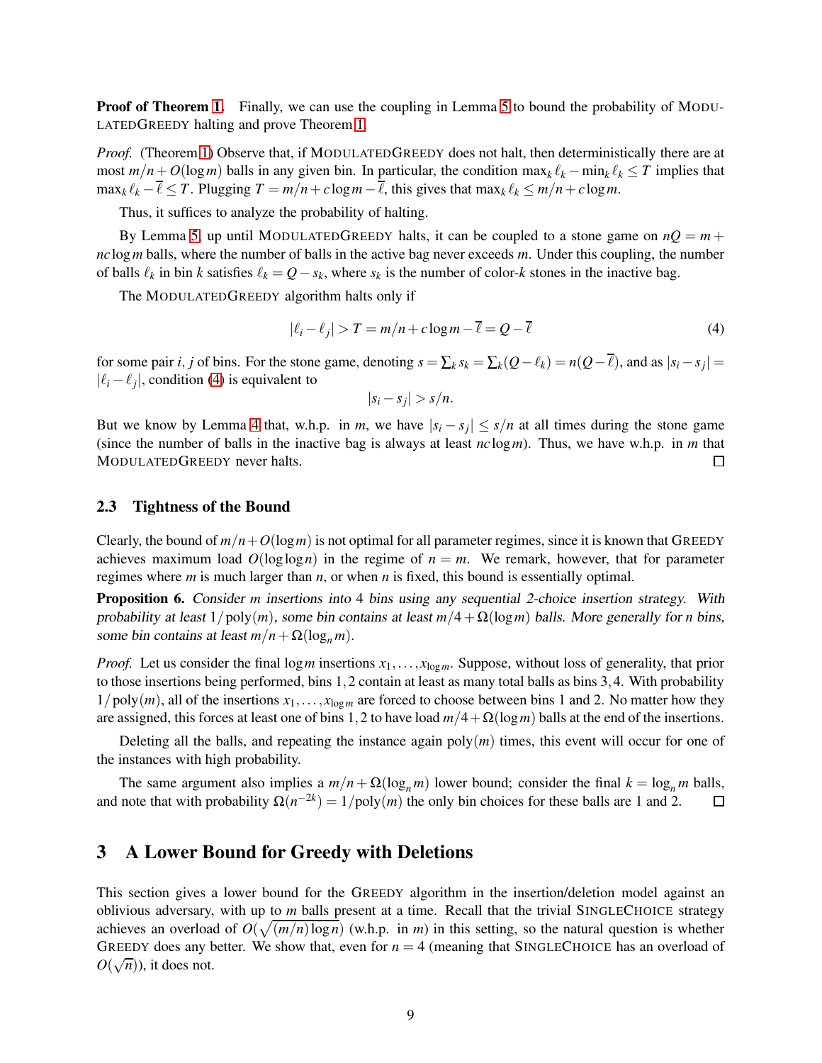**Proof of Theorem 1.** Finally, we can use the coupling in Lemma 5 to bound the probability of ModulatedGreedy halting and prove Theorem 1.

*Proof.* (Theorem 1) Observe that, if ModulatedGreedy does not halt, then deterministically there are at most $m/n + O(\log m)$ balls in any given bin. In particular, the condition $\max_k \ell_k - \min_k \ell_k \leq T$ implies that $\max_k \ell_k - \overline{\ell} \leq T$. Plugging $T = m/n + c\log m - \overline{\ell}$, this gives that $\max_k \ell_k \leq m/n + c\log m$.

Thus, it suffices to analyze the probability of halting.

By Lemma 5, up until ModulatedGreedy halts, it can be coupled to a stone game on $nQ = m + nc\log m$ balls, where the number of balls in the active bag never exceeds $m$. Under this coupling, the number of balls $\ell_k$ in bin $k$ satisfies $\ell_k = Q - s_k$, where $s_k$ is the number of color-$k$ stones in the inactive bag.

The ModulatedGreedy algorithm halts only if

$$|\ell_i - \ell_j| > T = m/n + c\log m - \overline{\ell} = Q - \overline{\ell} \tag{4}$$

for some pair $i, j$ of bins. For the stone game, denoting $s = \sum_k s_k = \sum_k (Q - \ell_k) = n(Q - \overline{\ell})$, and as $|s_i - s_j| = |\ell_i - \ell_j|$, condition (4) is equivalent to

$$|s_i - s_j| > s/n.$$

But we know by Lemma 4 that, w.h.p. in $m$, we have $|s_i - s_j| \leq s/n$ at all times during the stone game (since the number of balls in the inactive bag is always at least $nc\log m$). Thus, we have w.h.p. in $m$ that ModulatedGreedy never halts. □

### 2.3 Tightness of the Bound

Clearly, the bound of $m/n + O(\log m)$ is not optimal for all parameter regimes, since it is known that Greedy achieves maximum load $O(\log\log n)$ in the regime of $n = m$. We remark, however, that for parameter regimes where $m$ is much larger than $n$, or when $n$ is fixed, this bound is essentially optimal.

**Proposition 6.** *Consider $m$ insertions into 4 bins using any sequential 2-choice insertion strategy. With probability at least $1/\operatorname{poly}(m)$, some bin contains at least $m/4 + \Omega(\log m)$ balls. More generally for $n$ bins, some bin contains at least $m/n + \Omega(\log_n m)$.*

*Proof.* Let us consider the final $\log m$ insertions $x_1, \ldots, x_{\log m}$. Suppose, without loss of generality, that prior to those insertions being performed, bins $1, 2$ contain at least as many total balls as bins $3, 4$. With probability $1/\operatorname{poly}(m)$, all of the insertions $x_1, \ldots, x_{\log m}$ are forced to choose between bins 1 and 2. No matter how they are assigned, this forces at least one of bins $1, 2$ to have load $m/4 + \Omega(\log m)$ balls at the end of the insertions.

Deleting all the balls, and repeating the instance again $\operatorname{poly}(m)$ times, this event will occur for one of the instances with high probability.

The same argument also implies a $m/n + \Omega(\log_n m)$ lower bound; consider the final $k = \log_n m$ balls, and note that with probability $\Omega(n^{-2k}) = 1/\operatorname{poly}(m)$ the only bin choices for these balls are 1 and 2. □

## 3 A Lower Bound for Greedy with Deletions

This section gives a lower bound for the Greedy algorithm in the insertion/deletion model against an oblivious adversary, with up to $m$ balls present at a time. Recall that the trivial SingleChoice strategy achieves an overload of $O(\sqrt{(m/n)\log n})$ (w.h.p. in $m$) in this setting, so the natural question is whether Greedy does any better. We show that, even for $n = 4$ (meaning that SingleChoice has an overload of $O(\sqrt{n})$), it does not.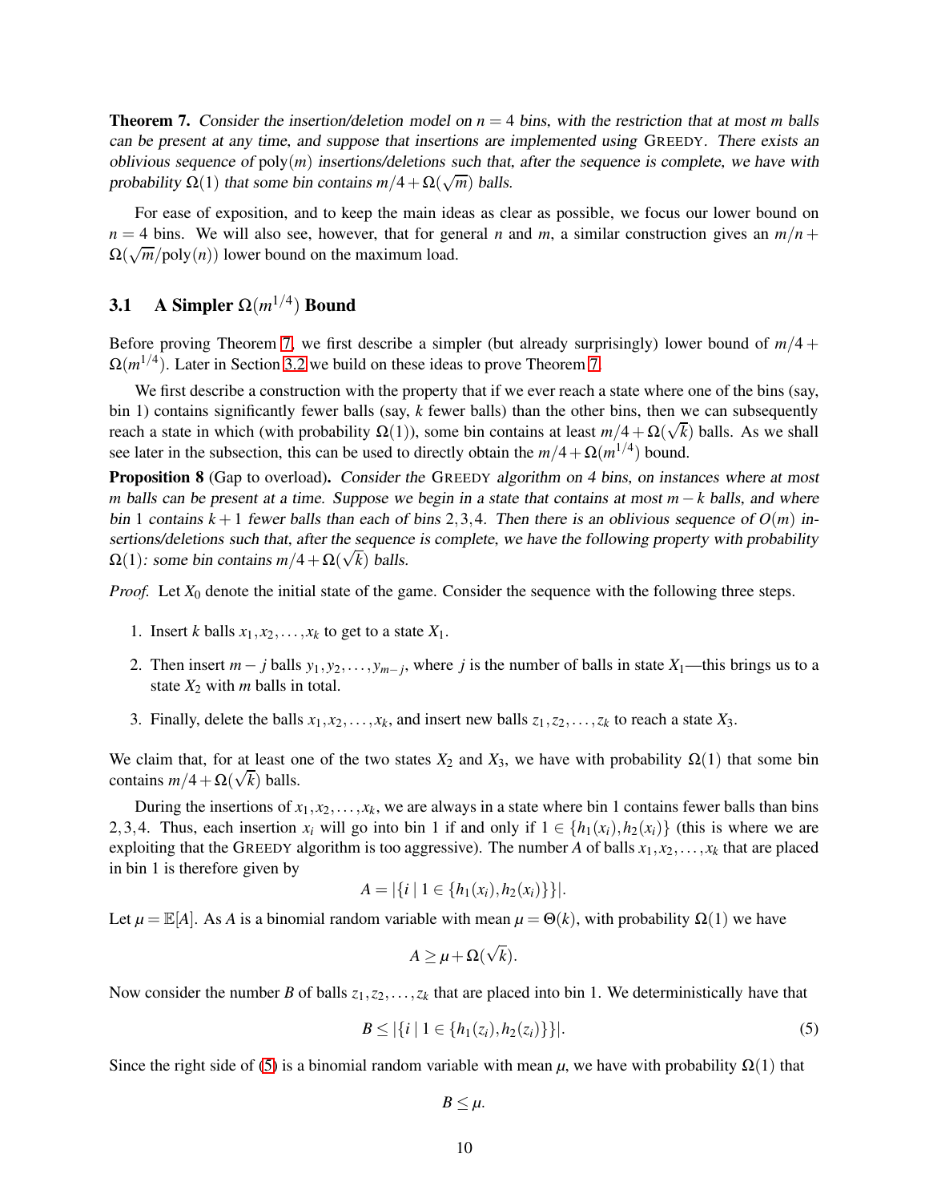**Theorem 7.** *Consider the insertion/deletion model on $n = 4$ bins, with the restriction that at most $m$ balls can be present at any time, and suppose that insertions are implemented using* GREEDY. *There exists an oblivious sequence of $\text{poly}(m)$ insertions/deletions such that, after the sequence is complete, we have with probability $\Omega(1)$ that some bin contains $m/4 + \Omega(\sqrt{m})$ balls.*

For ease of exposition, and to keep the main ideas as clear as possible, we focus our lower bound on $n = 4$ bins. We will also see, however, that for general $n$ and $m$, a similar construction gives an $m/n + \Omega(\sqrt{m}/\text{poly}(n))$ lower bound on the maximum load.

### 3.1 A Simpler $\Omega(m^{1/4})$ Bound

Before proving Theorem 7, we first describe a simpler (but already surprisingly) lower bound of $m/4 + \Omega(m^{1/4})$. Later in Section 3.2 we build on these ideas to prove Theorem 7.

We first describe a construction with the property that if we ever reach a state where one of the bins (say, bin 1) contains significantly fewer balls (say, $k$ fewer balls) than the other bins, then we can subsequently reach a state in which (with probability $\Omega(1)$), some bin contains at least $m/4 + \Omega(\sqrt{k})$ balls. As we shall see later in the subsection, this can be used to directly obtain the $m/4 + \Omega(m^{1/4})$ bound.

**Proposition 8** (Gap to overload)**.** *Consider the* GREEDY *algorithm on 4 bins, on instances where at most $m$ balls can be present at a time. Suppose we begin in a state that contains at most $m - k$ balls, and where bin 1 contains $k + 1$ fewer balls than each of bins $2, 3, 4$. Then there is an oblivious sequence of $O(m)$ insertions/deletions such that, after the sequence is complete, we have the following property with probability $\Omega(1)$: some bin contains $m/4 + \Omega(\sqrt{k})$ balls.*

*Proof.* Let $X_0$ denote the initial state of the game. Consider the sequence with the following three steps.

1. Insert $k$ balls $x_1, x_2, \ldots, x_k$ to get to a state $X_1$.
2. Then insert $m - j$ balls $y_1, y_2, \ldots, y_{m-j}$, where $j$ is the number of balls in state $X_1$—this brings us to a state $X_2$ with $m$ balls in total.
3. Finally, delete the balls $x_1, x_2, \ldots, x_k$, and insert new balls $z_1, z_2, \ldots, z_k$ to reach a state $X_3$.

We claim that, for at least one of the two states $X_2$ and $X_3$, we have with probability $\Omega(1)$ that some bin contains $m/4 + \Omega(\sqrt{k})$ balls.

During the insertions of $x_1, x_2, \ldots, x_k$, we are always in a state where bin 1 contains fewer balls than bins $2, 3, 4$. Thus, each insertion $x_i$ will go into bin 1 if and only if $1 \in \{h_1(x_i), h_2(x_i)\}$ (this is where we are exploiting that the GREEDY algorithm is too aggressive). The number $A$ of balls $x_1, x_2, \ldots, x_k$ that are placed in bin 1 is therefore given by

$$A = |\{i \mid 1 \in \{h_1(x_i), h_2(x_i)\}\}|.$$

Let $\mu = \mathbb{E}[A]$. As $A$ is a binomial random variable with mean $\mu = \Theta(k)$, with probability $\Omega(1)$ we have

$$A \geq \mu + \Omega(\sqrt{k}).$$

Now consider the number $B$ of balls $z_1, z_2, \ldots, z_k$ that are placed into bin 1. We deterministically have that

$$B \leq |\{i \mid 1 \in \{h_1(z_i), h_2(z_i)\}\}|. \tag{5}$$

Since the right side of (5) is a binomial random variable with mean $\mu$, we have with probability $\Omega(1)$ that

$$B \leq \mu.$$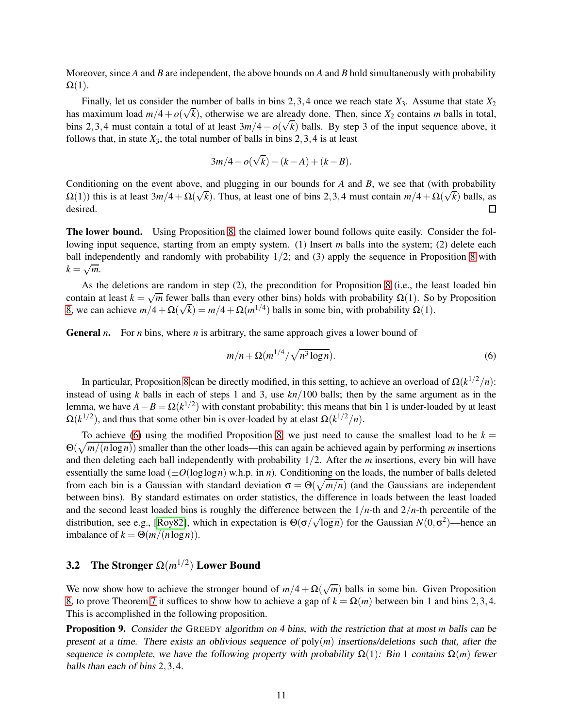Moreover, since $A$ and $B$ are independent, the above bounds on $A$ and $B$ hold simultaneously with probability $\Omega(1)$.

Finally, let us consider the number of balls in bins 2,3,4 once we reach state $X_3$. Assume that state $X_2$ has maximum load $m/4 + o(\sqrt{k})$, otherwise we are already done. Then, since $X_2$ contains $m$ balls in total, bins 2,3,4 must contain a total of at least $3m/4 - o(\sqrt{k})$ balls. By step 3 of the input sequence above, it follows that, in state $X_3$, the total number of balls in bins 2,3,4 is at least

$$3m/4 - o(\sqrt{k}) - (k - A) + (k - B).$$

Conditioning on the event above, and plugging in our bounds for $A$ and $B$, we see that (with probability $\Omega(1)$) this is at least $3m/4 + \Omega(\sqrt{k})$. Thus, at least one of bins 2,3,4 must contain $m/4 + \Omega(\sqrt{k})$ balls, as desired. □

**The lower bound.** Using Proposition 8, the claimed lower bound follows quite easily. Consider the following input sequence, starting from an empty system. (1) Insert $m$ balls into the system; (2) delete each ball independently and randomly with probability 1/2; and (3) apply the sequence in Proposition 8 with $k = \sqrt{m}$.

As the deletions are random in step (2), the precondition for Proposition 8 (i.e., the least loaded bin contain at least $k = \sqrt{m}$ fewer balls than every other bins) holds with probability $\Omega(1)$. So by Proposition 8, we can achieve $m/4 + \Omega(\sqrt{k}) = m/4 + \Omega(m^{1/4})$ balls in some bin, with probability $\Omega(1)$.

**General $n$.** For $n$ bins, where $n$ is arbitrary, the same approach gives a lower bound of

$$m/n + \Omega(m^{1/4}/\sqrt{n^3 \log n}). \tag{6}$$

In particular, Proposition 8 can be directly modified, in this setting, to achieve an overload of $\Omega(k^{1/2}/n)$: instead of using $k$ balls in each of steps 1 and 3, use $kn/100$ balls; then by the same argument as in the lemma, we have $A - B = \Omega(k^{1/2})$ with constant probability; this means that bin 1 is under-loaded by at least $\Omega(k^{1/2})$, and thus that some other bin is over-loaded by at elast $\Omega(k^{1/2}/n)$.

To achieve (6) using the modified Proposition 8, we just need to cause the smallest load to be $k = \Theta(\sqrt{m/(n \log n)})$ smaller than the other loads—this can again be achieved again by performing $m$ insertions and then deleting each ball independently with probability 1/2. After the $m$ insertions, every bin will have essentially the same load ($\pm O(\log \log n)$ w.h.p. in $n$). Conditioning on the loads, the number of balls deleted from each bin is a Gaussian with standard deviation $\sigma = \Theta(\sqrt{m/n})$ (and the Gaussians are independent between bins). By standard estimates on order statistics, the difference in loads between the least loaded and the second least loaded bins is roughly the difference between the $1/n$-th and $2/n$-th percentile of the distribution, see e.g., [Roy82], which in expectation is $\Theta(\sigma/\sqrt{\log n})$ for the Gaussian $N(0, \sigma^2)$—hence an imbalance of $k = \Theta(m/(n \log n))$.

## 3.2 The Stronger $\Omega(m^{1/2})$ Lower Bound

We now show how to achieve the stronger bound of $m/4 + \Omega(\sqrt{m})$ balls in some bin. Given Proposition 8, to prove Theorem 7 it suffices to show how to achieve a gap of $k = \Omega(m)$ between bin 1 and bins 2,3,4. This is accomplished in the following proposition.

**Proposition 9.** *Consider the* GREEDY *algorithm on 4 bins, with the restriction that at most $m$ balls can be present at a time. There exists an oblivious sequence of $\text{poly}(m)$ insertions/deletions such that, after the sequence is complete, we have the following property with probability $\Omega(1)$: Bin 1 contains $\Omega(m)$ fewer balls than each of bins 2,3,4.*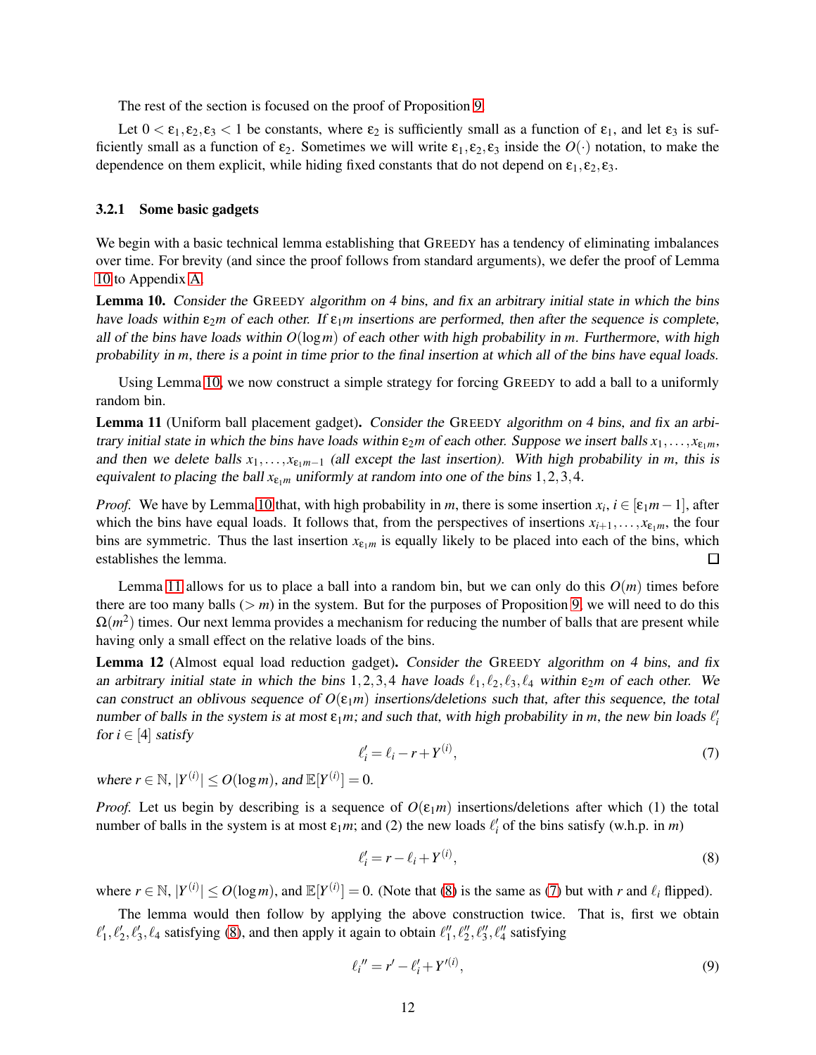The rest of the section is focused on the proof of Proposition 9.

Let $0 < \varepsilon_1, \varepsilon_2, \varepsilon_3 < 1$ be constants, where $\varepsilon_2$ is sufficiently small as a function of $\varepsilon_1$, and let $\varepsilon_3$ is sufficiently small as a function of $\varepsilon_2$. Sometimes we will write $\varepsilon_1, \varepsilon_2, \varepsilon_3$ inside the $O(\cdot)$ notation, to make the dependence on them explicit, while hiding fixed constants that do not depend on $\varepsilon_1, \varepsilon_2, \varepsilon_3$.

### 3.2.1 Some basic gadgets

We begin with a basic technical lemma establishing that GREEDY has a tendency of eliminating imbalances over time. For brevity (and since the proof follows from standard arguments), we defer the proof of Lemma 10 to Appendix A.

**Lemma 10.** *Consider the* GREEDY *algorithm on 4 bins, and fix an arbitrary initial state in which the bins have loads within $\varepsilon_2 m$ of each other. If $\varepsilon_1 m$ insertions are performed, then after the sequence is complete, all of the bins have loads within $O(\log m)$ of each other with high probability in $m$. Furthermore, with high probability in $m$, there is a point in time prior to the final insertion at which all of the bins have equal loads.*

Using Lemma 10, we now construct a simple strategy for forcing GREEDY to add a ball to a uniformly random bin.

**Lemma 11** (Uniform ball placement gadget)**.** *Consider the* GREEDY *algorithm on 4 bins, and fix an arbitrary initial state in which the bins have loads within $\varepsilon_2 m$ of each other. Suppose we insert balls $x_1, \ldots, x_{\varepsilon_1 m}$, and then we delete balls $x_1, \ldots, x_{\varepsilon_1 m - 1}$ (all except the last insertion). With high probability in $m$, this is equivalent to placing the ball $x_{\varepsilon_1 m}$ uniformly at random into one of the bins $1, 2, 3, 4$.*

*Proof.* We have by Lemma 10 that, with high probability in $m$, there is some insertion $x_i$, $i \in [\varepsilon_1 m - 1]$, after which the bins have equal loads. It follows that, from the perspectives of insertions $x_{i+1}, \ldots, x_{\varepsilon_1 m}$, the four bins are symmetric. Thus the last insertion $x_{\varepsilon_1 m}$ is equally likely to be placed into each of the bins, which establishes the lemma. $\square$

Lemma 11 allows for us to place a ball into a random bin, but we can only do this $O(m)$ times before there are too many balls ($> m$) in the system. But for the purposes of Proposition 9, we will need to do this $\Omega(m^2)$ times. Our next lemma provides a mechanism for reducing the number of balls that are present while having only a small effect on the relative loads of the bins.

**Lemma 12** (Almost equal load reduction gadget)**.** *Consider the* GREEDY *algorithm on 4 bins, and fix an arbitrary initial state in which the bins $1, 2, 3, 4$ have loads $\ell_1, \ell_2, \ell_3, \ell_4$ within $\varepsilon_2 m$ of each other. We can construct an oblivous sequence of $O(\varepsilon_1 m)$ insertions/deletions such that, after this sequence, the total number of balls in the system is at most $\varepsilon_1 m$; and such that, with high probability in $m$, the new bin loads $\ell'_i$ for $i \in [4]$ satisfy*

$$\ell'_i = \ell_i - r + Y^{(i)}, \tag{7}$$

*where $r \in \mathbb{N}$, $|Y^{(i)}| \le O(\log m)$, and $\mathbb{E}[Y^{(i)}] = 0$.*

*Proof.* Let us begin by describing is a sequence of $O(\varepsilon_1 m)$ insertions/deletions after which (1) the total number of balls in the system is at most $\varepsilon_1 m$; and (2) the new loads $\ell'_i$ of the bins satisfy (w.h.p. in $m$)

$$\ell'_i = r - \ell_i + Y^{(i)}, \tag{8}$$

where $r \in \mathbb{N}$, $|Y^{(i)}| \le O(\log m)$, and $\mathbb{E}[Y^{(i)}] = 0$. (Note that (8) is the same as (7) but with $r$ and $\ell_i$ flipped).

The lemma would then follow by applying the above construction twice. That is, first we obtain $\ell'_1, \ell'_2, \ell'_3, \ell_4$ satisfying (8), and then apply it again to obtain $\ell''_1, \ell''_2, \ell''_3, \ell''_4$ satisfying

$$\ell_i{}'' = r' - \ell'_i + Y'^{(i)}, \tag{9}$$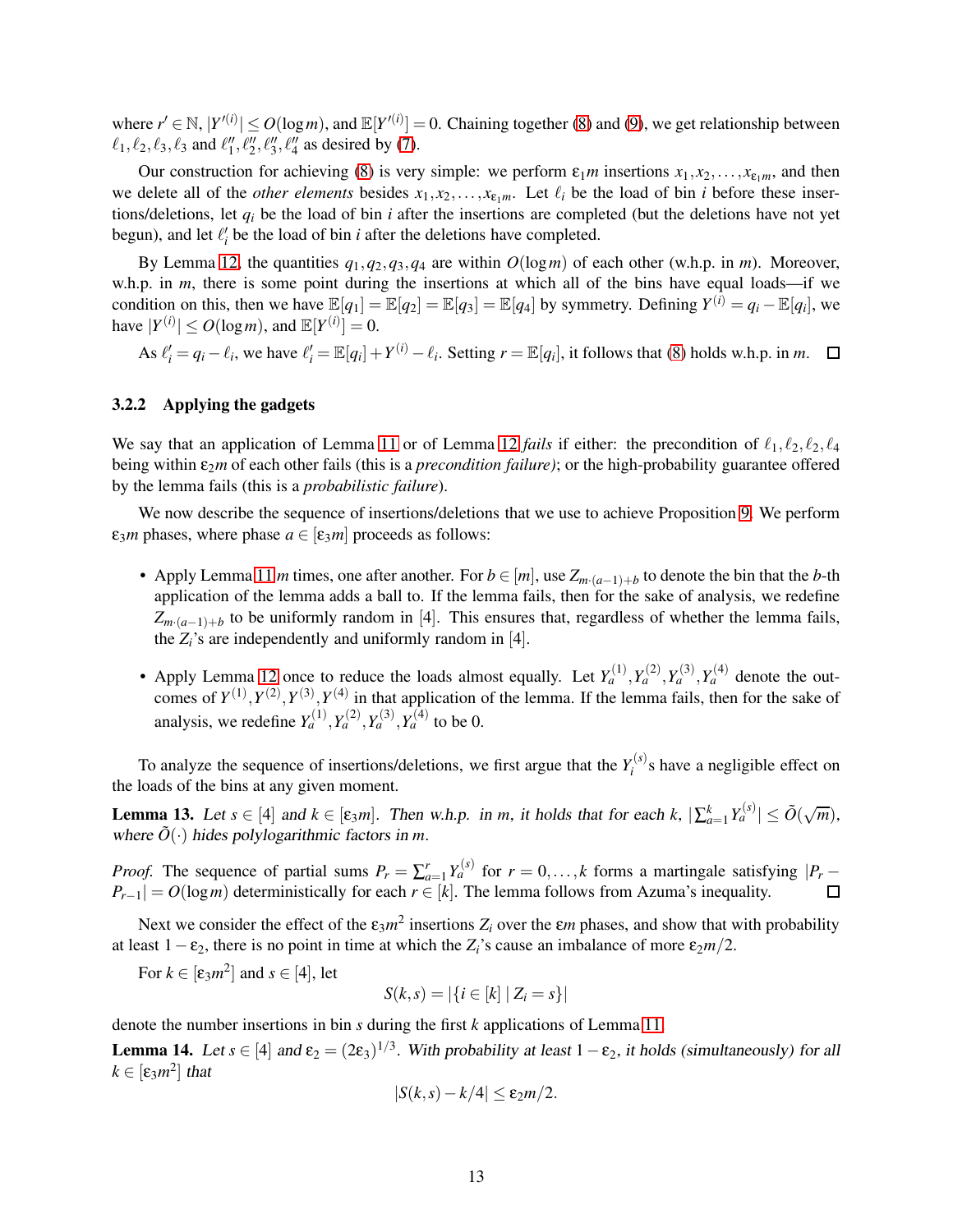where $r' \in \mathbb{N}$, $|Y'^{(i)}| \leq O(\log m)$, and $\mathbb{E}[Y'^{(i)}] = 0$. Chaining together (8) and (9), we get relationship between $\ell_1, \ell_2, \ell_3, \ell_3$ and $\ell_1'', \ell_2'', \ell_3'', \ell_4''$ as desired by (7).

Our construction for achieving (8) is very simple: we perform $\varepsilon_1 m$ insertions $x_1, x_2, \ldots, x_{\varepsilon_1 m}$, and then we delete all of the *other elements* besides $x_1, x_2, \ldots, x_{\varepsilon_1 m}$. Let $\ell_i$ be the load of bin $i$ before these insertions/deletions, let $q_i$ be the load of bin $i$ after the insertions are completed (but the deletions have not yet begun), and let $\ell_i'$ be the load of bin $i$ after the deletions have completed.

By Lemma 12, the quantities $q_1, q_2, q_3, q_4$ are within $O(\log m)$ of each other (w.h.p. in $m$). Moreover, w.h.p. in $m$, there is some point during the insertions at which all of the bins have equal loads—if we condition on this, then we have $\mathbb{E}[q_1] = \mathbb{E}[q_2] = \mathbb{E}[q_3] = \mathbb{E}[q_4]$ by symmetry. Defining $Y^{(i)} = q_i - \mathbb{E}[q_i]$, we have $|Y^{(i)}| \leq O(\log m)$, and $\mathbb{E}[Y^{(i)}] = 0$.

As $\ell_i' = q_i - \ell_i$, we have $\ell_i' = \mathbb{E}[q_i] + Y^{(i)} - \ell_i$. Setting $r = \mathbb{E}[q_i]$, it follows that (8) holds w.h.p. in $m$. $\square$

### 3.2.2 Applying the gadgets

We say that an application of Lemma 11 or of Lemma 12 *fails* if either: the precondition of $\ell_1, \ell_2, \ell_2, \ell_4$ being within $\varepsilon_2 m$ of each other fails (this is a *precondition failure)*; or the high-probability guarantee offered by the lemma fails (this is a *probabilistic failure*).

We now describe the sequence of insertions/deletions that we use to achieve Proposition 9. We perform $\varepsilon_3 m$ phases, where phase $a \in [\varepsilon_3 m]$ proceeds as follows:

- Apply Lemma 11 $m$ times, one after another. For $b \in [m]$, use $Z_{m\cdot(a-1)+b}$ to denote the bin that the $b$-th application of the lemma adds a ball to. If the lemma fails, then for the sake of analysis, we redefine $Z_{m\cdot(a-1)+b}$ to be uniformly random in $[4]$. This ensures that, regardless of whether the lemma fails, the $Z_i$'s are independently and uniformly random in $[4]$.
- Apply Lemma 12 once to reduce the loads almost equally. Let $Y_a^{(1)}, Y_a^{(2)}, Y_a^{(3)}, Y_a^{(4)}$ denote the outcomes of $Y^{(1)}, Y^{(2)}, Y^{(3)}, Y^{(4)}$ in that application of the lemma. If the lemma fails, then for the sake of analysis, we redefine $Y_a^{(1)}, Y_a^{(2)}, Y_a^{(3)}, Y_a^{(4)}$ to be 0.

To analyze the sequence of insertions/deletions, we first argue that the $Y_i^{(s)}$s have a negligible effect on the loads of the bins at any given moment.

**Lemma 13.** *Let $s \in [4]$ and $k \in [\varepsilon_3 m]$. Then w.h.p. in $m$, it holds that for each $k$, $|\sum_{a=1}^{k} Y_a^{(s)}| \leq \tilde{O}(\sqrt{m})$, where $\tilde{O}(\cdot)$ hides polylogarithmic factors in $m$.*

*Proof.* The sequence of partial sums $P_r = \sum_{a=1}^{r} Y_a^{(s)}$ for $r = 0, \ldots, k$ forms a martingale satisfying $|P_r - P_{r-1}| = O(\log m)$ deterministically for each $r \in [k]$. The lemma follows from Azuma's inequality. $\square$

Next we consider the effect of the $\varepsilon_3 m^2$ insertions $Z_i$ over the $\varepsilon m$ phases, and show that with probability at least $1 - \varepsilon_2$, there is no point in time at which the $Z_i$'s cause an imbalance of more $\varepsilon_2 m/2$.

For $k \in [\varepsilon_3 m^2]$ and $s \in [4]$, let

$$S(k,s) = |\{i \in [k] \mid Z_i = s\}|$$

denote the number insertions in bin $s$ during the first $k$ applications of Lemma 11.

**Lemma 14.** *Let $s \in [4]$ and $\varepsilon_2 = (2\varepsilon_3)^{1/3}$. With probability at least $1 - \varepsilon_2$, it holds (simultaneously) for all $k \in [\varepsilon_3 m^2]$ that*

$$|S(k,s) - k/4| \leq \varepsilon_2 m/2.$$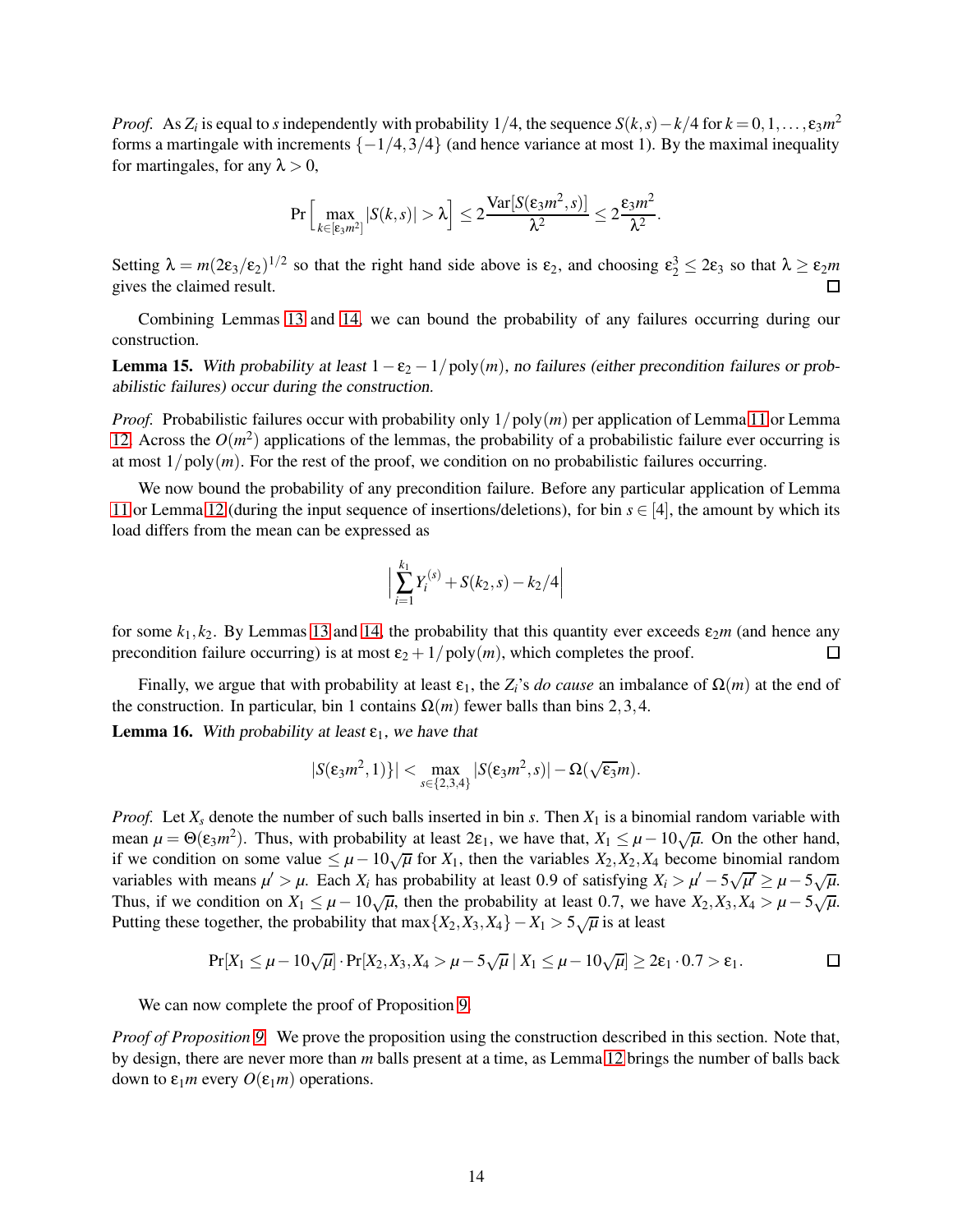*Proof.* As $Z_i$ is equal to $s$ independently with probability $1/4$, the sequence $S(k,s) - k/4$ for $k = 0, 1, \ldots, \varepsilon_3 m^2$ forms a martingale with increments $\{-1/4, 3/4\}$ (and hence variance at most 1). By the maximal inequality for martingales, for any $\lambda > 0$,

$$\Pr\left[\max_{k \in [\varepsilon_3 m^2]} |S(k,s)| > \lambda\right] \leq 2\frac{\operatorname{Var}[S(\varepsilon_3 m^2, s)]}{\lambda^2} \leq 2\frac{\varepsilon_3 m^2}{\lambda^2}.$$

Setting $\lambda = m(2\varepsilon_3/\varepsilon_2)^{1/2}$ so that the right hand side above is $\varepsilon_2$, and choosing $\varepsilon_2^3 \leq 2\varepsilon_3$ so that $\lambda \geq \varepsilon_2 m$ gives the claimed result. □

Combining Lemmas 13 and 14, we can bound the probability of any failures occurring during our construction.

**Lemma 15.** *With probability at least $1 - \varepsilon_2 - 1/\operatorname{poly}(m)$, no failures (either precondition failures or probabilistic failures) occur during the construction.*

*Proof.* Probabilistic failures occur with probability only $1/\operatorname{poly}(m)$ per application of Lemma 11 or Lemma 12. Across the $O(m^2)$ applications of the lemmas, the probability of a probabilistic failure ever occurring is at most $1/\operatorname{poly}(m)$. For the rest of the proof, we condition on no probabilistic failures occurring.

We now bound the probability of any precondition failure. Before any particular application of Lemma 11 or Lemma 12 (during the input sequence of insertions/deletions), for bin $s \in [4]$, the amount by which its load differs from the mean can be expressed as

$$\left|\sum_{i=1}^{k_1} Y_i^{(s)} + S(k_2, s) - k_2/4\right|$$

for some $k_1, k_2$. By Lemmas 13 and 14, the probability that this quantity ever exceeds $\varepsilon_2 m$ (and hence any precondition failure occurring) is at most $\varepsilon_2 + 1/\operatorname{poly}(m)$, which completes the proof. □

Finally, we argue that with probability at least $\varepsilon_1$, the $Z_i$'s *do cause* an imbalance of $\Omega(m)$ at the end of the construction. In particular, bin 1 contains $\Omega(m)$ fewer balls than bins 2, 3, 4.

**Lemma 16.** *With probability at least $\varepsilon_1$, we have that*

$$|S(\varepsilon_3 m^2, 1)\}| < \max_{s \in \{2,3,4\}} |S(\varepsilon_3 m^2, s)| - \Omega(\sqrt{\varepsilon_3} m).$$

*Proof.* Let $X_s$ denote the number of such balls inserted in bin $s$. Then $X_1$ is a binomial random variable with mean $\mu = \Theta(\varepsilon_3 m^2)$. Thus, with probability at least $2\varepsilon_1$, we have that, $X_1 \leq \mu - 10\sqrt{\mu}$. On the other hand, if we condition on some value $\leq \mu - 10\sqrt{\mu}$ for $X_1$, then the variables $X_2, X_2, X_4$ become binomial random variables with means $\mu' > \mu$. Each $X_i$ has probability at least 0.9 of satisfying $X_i > \mu' - 5\sqrt{\mu'} \geq \mu - 5\sqrt{\mu}$. Thus, if we condition on $X_1 \leq \mu - 10\sqrt{\mu}$, then the probability at least 0.7, we have $X_2, X_3, X_4 > \mu - 5\sqrt{\mu}$. Putting these together, the probability that $\max\{X_2, X_3, X_4\} - X_1 > 5\sqrt{\mu}$ is at least

$$\Pr[X_1 \leq \mu - 10\sqrt{\mu}] \cdot \Pr[X_2, X_3, X_4 > \mu - 5\sqrt{\mu} \mid X_1 \leq \mu - 10\sqrt{\mu}] \geq 2\varepsilon_1 \cdot 0.7 > \varepsilon_1.$$

□

We can now complete the proof of Proposition 9.

*Proof of Proposition 9.* We prove the proposition using the construction described in this section. Note that, by design, there are never more than $m$ balls present at a time, as Lemma 12 brings the number of balls back down to $\varepsilon_1 m$ every $O(\varepsilon_1 m)$ operations.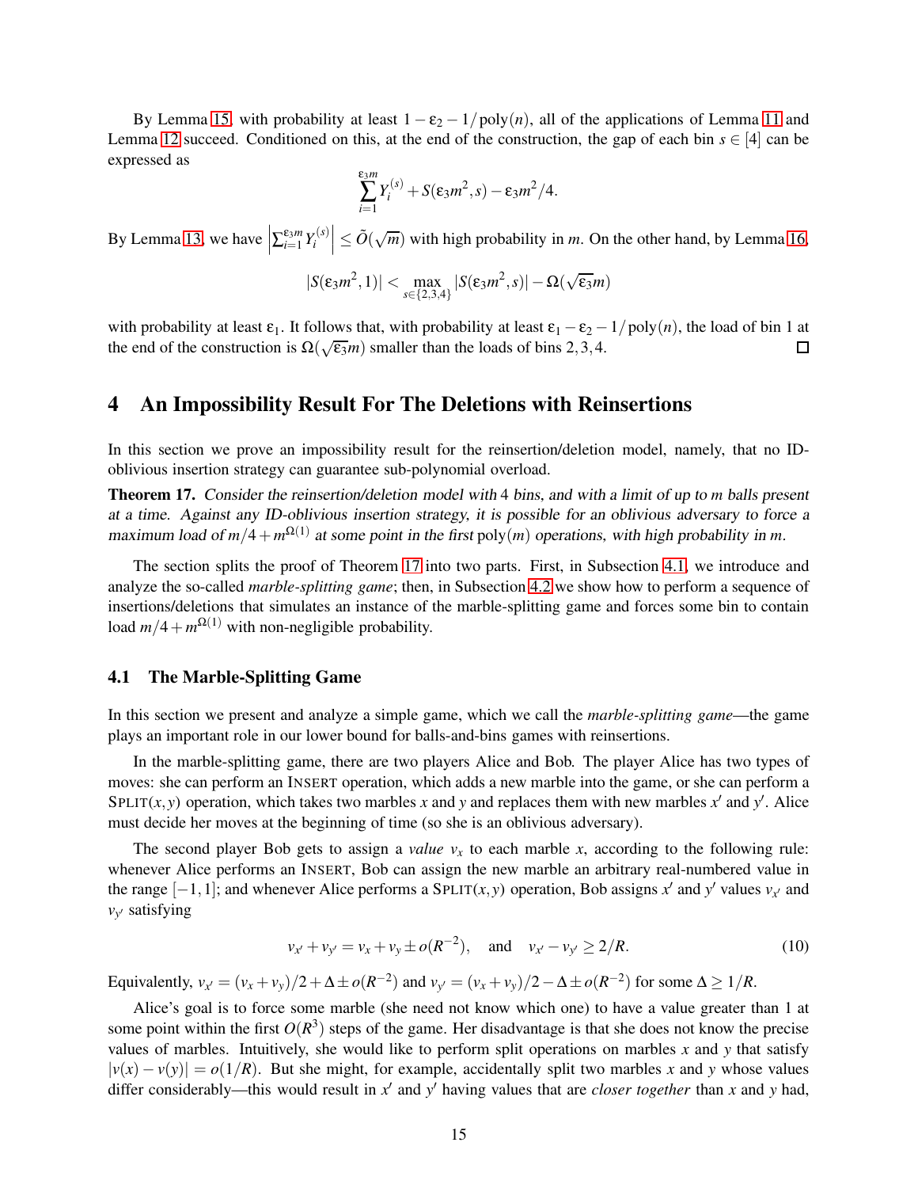By Lemma 15, with probability at least $1 - \varepsilon_2 - 1/\text{poly}(n)$, all of the applications of Lemma 11 and Lemma 12 succeed. Conditioned on this, at the end of the construction, the gap of each bin $s \in [4]$ can be expressed as

$$\sum_{i=1}^{\varepsilon_3 m} Y_i^{(s)} + S(\varepsilon_3 m^2, s) - \varepsilon_3 m^2/4.$$

By Lemma 13, we have $\left|\sum_{i=1}^{\varepsilon_3 m} Y_i^{(s)}\right| \leq \tilde{O}(\sqrt{m})$ with high probability in $m$. On the other hand, by Lemma 16,

$$|S(\varepsilon_3 m^2, 1)| < \max_{s \in \{2,3,4\}} |S(\varepsilon_3 m^2, s)| - \Omega(\sqrt{\varepsilon_3} m)$$

with probability at least $\varepsilon_1$. It follows that, with probability at least $\varepsilon_1 - \varepsilon_2 - 1/\text{poly}(n)$, the load of bin 1 at the end of the construction is $\Omega(\sqrt{\varepsilon_3} m)$ smaller than the loads of bins 2, 3, 4. □

# 4 An Impossibility Result For The Deletions with Reinsertions

In this section we prove an impossibility result for the reinsertion/deletion model, namely, that no ID-oblivious insertion strategy can guarantee sub-polynomial overload.

**Theorem 17.** *Consider the reinsertion/deletion model with 4 bins, and with a limit of up to $m$ balls present at a time. Against any ID-oblivious insertion strategy, it is possible for an oblivious adversary to force a maximum load of $m/4 + m^{\Omega(1)}$ at some point in the first $\text{poly}(m)$ operations, with high probability in $m$.*

The section splits the proof of Theorem 17 into two parts. First, in Subsection 4.1, we introduce and analyze the so-called *marble-splitting game*; then, in Subsection 4.2 we show how to perform a sequence of insertions/deletions that simulates an instance of the marble-splitting game and forces some bin to contain load $m/4 + m^{\Omega(1)}$ with non-negligible probability.

## 4.1 The Marble-Splitting Game

In this section we present and analyze a simple game, which we call the *marble-splitting game*—the game plays an important role in our lower bound for balls-and-bins games with reinsertions.

In the marble-splitting game, there are two players Alice and Bob. The player Alice has two types of moves: she can perform an INSERT operation, which adds a new marble into the game, or she can perform a SPLIT$(x, y)$ operation, which takes two marbles $x$ and $y$ and replaces them with new marbles $x'$ and $y'$. Alice must decide her moves at the beginning of time (so she is an oblivious adversary).

The second player Bob gets to assign a *value* $v_x$ to each marble $x$, according to the following rule: whenever Alice performs an INSERT, Bob can assign the new marble an arbitrary real-numbered value in the range $[-1, 1]$; and whenever Alice performs a SPLIT$(x, y)$ operation, Bob assigns $x'$ and $y'$ values $v_{x'}$ and $v_{y'}$ satisfying

$$v_{x'} + v_{y'} = v_x + v_y \pm o(R^{-2}), \quad \text{and} \quad v_{x'} - v_{y'} \geq 2/R. \tag{10}$$

Equivalently, $v_{x'} = (v_x + v_y)/2 + \Delta \pm o(R^{-2})$ and $v_{y'} = (v_x + v_y)/2 - \Delta \pm o(R^{-2})$ for some $\Delta \geq 1/R$.

Alice's goal is to force some marble (she need not know which one) to have a value greater than 1 at some point within the first $O(R^3)$ steps of the game. Her disadvantage is that she does not know the precise values of marbles. Intuitively, she would like to perform split operations on marbles $x$ and $y$ that satisfy $|v(x) - v(y)| = o(1/R)$. But she might, for example, accidentally split two marbles $x$ and $y$ whose values differ considerably—this would result in $x'$ and $y'$ having values that are *closer together* than $x$ and $y$ had,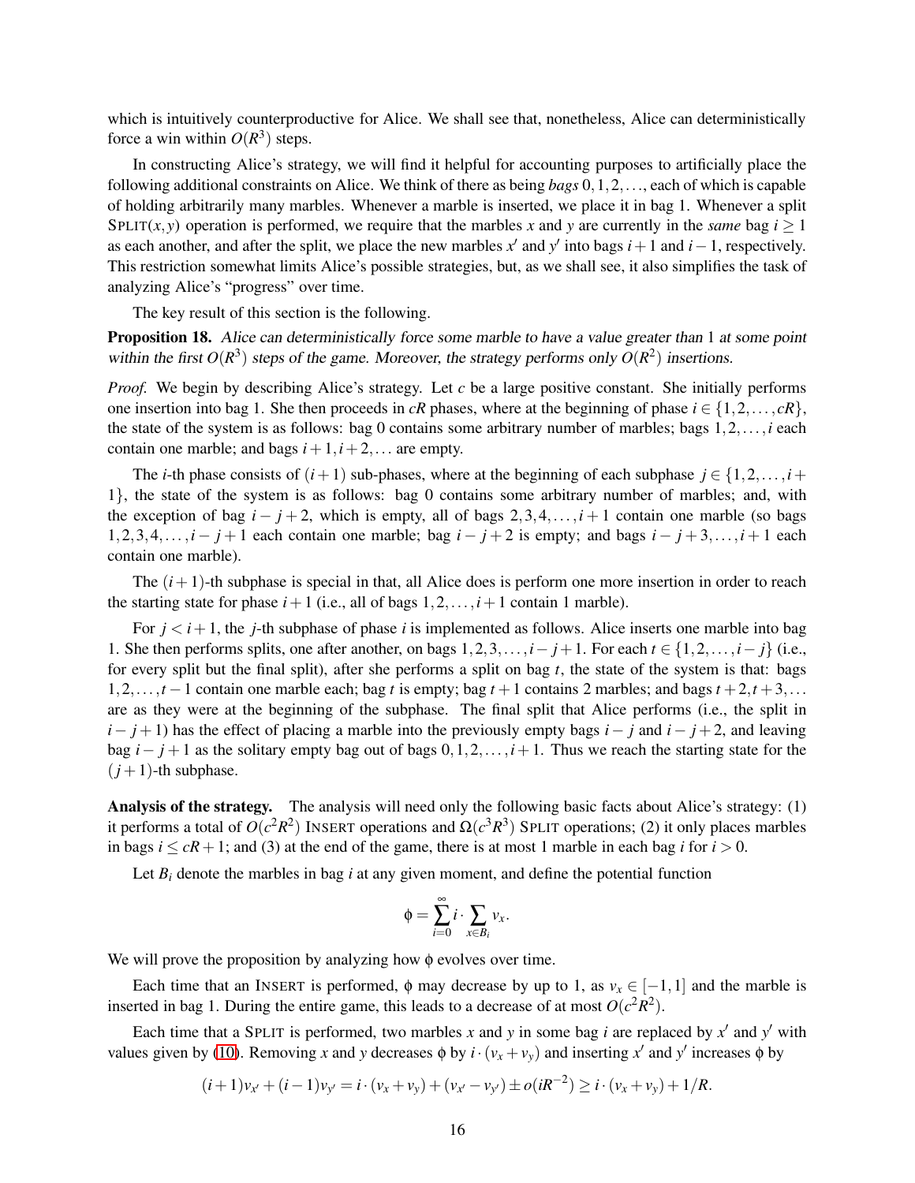which is intuitively counterproductive for Alice. We shall see that, nonetheless, Alice can deterministically force a win within $O(R^3)$ steps.

In constructing Alice's strategy, we will find it helpful for accounting purposes to artificially place the following additional constraints on Alice. We think of there as being *bags* $0, 1, 2, \ldots$, each of which is capable of holding arbitrarily many marbles. Whenever a marble is inserted, we place it in bag 1. Whenever a split SPLIT$(x, y)$ operation is performed, we require that the marbles $x$ and $y$ are currently in the *same* bag $i \geq 1$ as each another, and after the split, we place the new marbles $x'$ and $y'$ into bags $i+1$ and $i-1$, respectively. This restriction somewhat limits Alice's possible strategies, but, as we shall see, it also simplifies the task of analyzing Alice's "progress" over time.

The key result of this section is the following.

**Proposition 18.** *Alice can deterministically force some marble to have a value greater than* 1 *at some point within the first* $O(R^3)$ *steps of the game. Moreover, the strategy performs only* $O(R^2)$ *insertions.*

*Proof.* We begin by describing Alice's strategy. Let $c$ be a large positive constant. She initially performs one insertion into bag 1. She then proceeds in $cR$ phases, where at the beginning of phase $i \in \{1, 2, \ldots, cR\}$, the state of the system is as follows: bag 0 contains some arbitrary number of marbles; bags $1, 2, \ldots, i$ each contain one marble; and bags $i+1, i+2, \ldots$ are empty.

The $i$-th phase consists of $(i+1)$ sub-phases, where at the beginning of each subphase $j \in \{1, 2, \ldots, i+1\}$, the state of the system is as follows: bag 0 contains some arbitrary number of marbles; and, with the exception of bag $i-j+2$, which is empty, all of bags $2, 3, 4, \ldots, i+1$ contain one marble (so bags $1, 2, 3, 4, \ldots, i-j+1$ each contain one marble; bag $i-j+2$ is empty; and bags $i-j+3, \ldots, i+1$ each contain one marble).

The $(i+1)$-th subphase is special in that, all Alice does is perform one more insertion in order to reach the starting state for phase $i+1$ (i.e., all of bags $1, 2, \ldots, i+1$ contain 1 marble).

For $j < i+1$, the $j$-th subphase of phase $i$ is implemented as follows. Alice inserts one marble into bag 1. She then performs splits, one after another, on bags $1, 2, 3, \ldots, i-j+1$. For each $t \in \{1, 2, \ldots, i-j\}$ (i.e., for every split but the final split), after she performs a split on bag $t$, the state of the system is that: bags $1, 2, \ldots, t-1$ contain one marble each; bag $t$ is empty; bag $t+1$ contains 2 marbles; and bags $t+2, t+3, \ldots$ are as they were at the beginning of the subphase. The final split that Alice performs (i.e., the split in $i-j+1$) has the effect of placing a marble into the previously empty bags $i-j$ and $i-j+2$, and leaving bag $i-j+1$ as the solitary empty bag out of bags $0, 1, 2, \ldots, i+1$. Thus we reach the starting state for the $(j+1)$-th subphase.

**Analysis of the strategy.** The analysis will need only the following basic facts about Alice's strategy: (1) it performs a total of $O(c^2R^2)$ INSERT operations and $\Omega(c^3R^3)$ SPLIT operations; (2) it only places marbles in bags $i \leq cR+1$; and (3) at the end of the game, there is at most 1 marble in each bag $i$ for $i > 0$.

Let $B_i$ denote the marbles in bag $i$ at any given moment, and define the potential function

$$\phi = \sum_{i=0}^{\infty} i \cdot \sum_{x \in B_i} v_x.$$

We will prove the proposition by analyzing how $\phi$ evolves over time.

Each time that an INSERT is performed, $\phi$ may decrease by up to 1, as $v_x \in [-1, 1]$ and the marble is inserted in bag 1. During the entire game, this leads to a decrease of at most $O(c^2R^2)$.

Each time that a SPLIT is performed, two marbles $x$ and $y$ in some bag $i$ are replaced by $x'$ and $y'$ with values given by (10). Removing $x$ and $y$ decreases $\phi$ by $i \cdot (v_x + v_y)$ and inserting $x'$ and $y'$ increases $\phi$ by

$$(i+1)v_{x'} + (i-1)v_{y'} = i \cdot (v_x + v_y) + (v_{x'} - v_{y'}) \pm o(iR^{-2}) \geq i \cdot (v_x + v_y) + 1/R.$$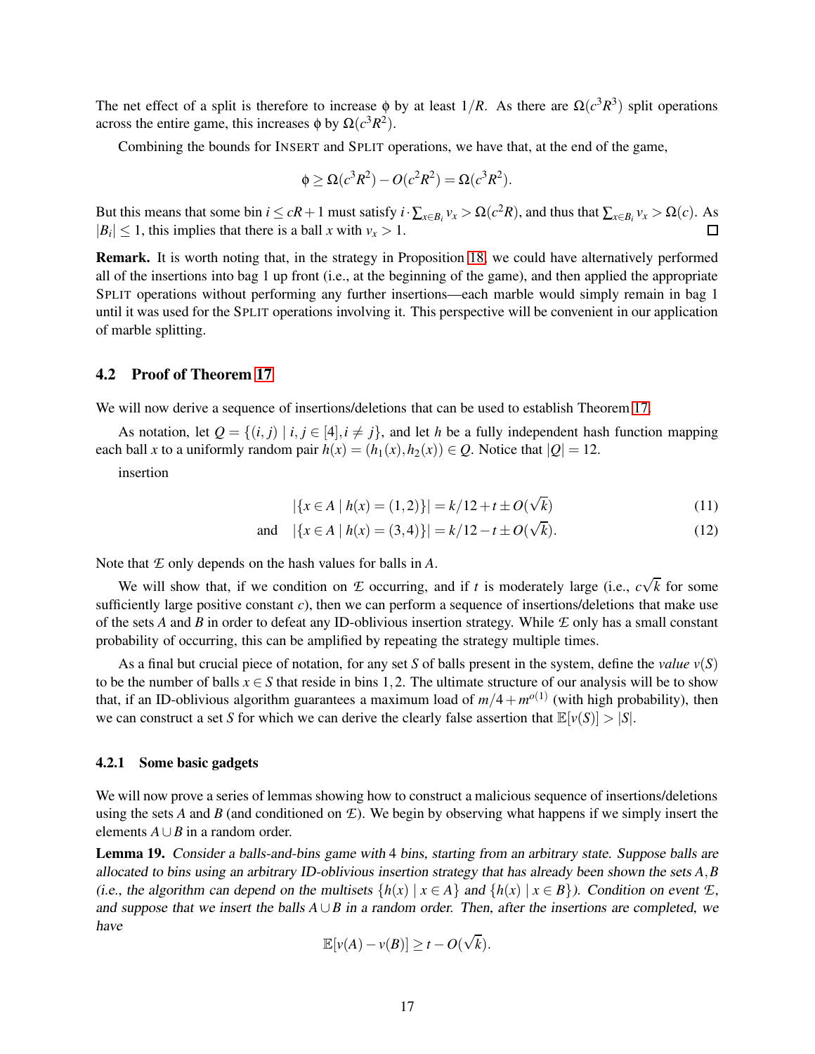The net effect of a split is therefore to increase $\phi$ by at least $1/R$. As there are $\Omega(c^3R^3)$ split operations across the entire game, this increases $\phi$ by $\Omega(c^3R^2)$.

Combining the bounds for INSERT and SPLIT operations, we have that, at the end of the game,

$$\phi \geq \Omega(c^3R^2) - O(c^2R^2) = \Omega(c^3R^2).$$

But this means that some bin $i \leq cR+1$ must satisfy $i \cdot \sum_{x \in B_i} v_x > \Omega(c^2R)$, and thus that $\sum_{x \in B_i} v_x > \Omega(c)$. As $|B_i| \leq 1$, this implies that there is a ball $x$ with $v_x > 1$. □

**Remark.** It is worth noting that, in the strategy in Proposition 18, we could have alternatively performed all of the insertions into bag 1 up front (i.e., at the beginning of the game), and then applied the appropriate SPLIT operations without performing any further insertions—each marble would simply remain in bag 1 until it was used for the SPLIT operations involving it. This perspective will be convenient in our application of marble splitting.

## 4.2 Proof of Theorem 17

We will now derive a sequence of insertions/deletions that can be used to establish Theorem 17.

As notation, let $Q = \{(i,j) \mid i,j \in [4], i \neq j\}$, and let $h$ be a fully independent hash function mapping each ball $x$ to a uniformly random pair $h(x) = (h_1(x), h_2(x)) \in Q$. Notice that $|Q| = 12$.

insertion

$$|\{x \in A \mid h(x) = (1,2)\}| = k/12 + t \pm O(\sqrt{k}) \tag{11}$$

$$\text{and} \quad |\{x \in A \mid h(x) = (3,4)\}| = k/12 - t \pm O(\sqrt{k}). \tag{12}$$

Note that $\mathcal{E}$ only depends on the hash values for balls in $A$.

We will show that, if we condition on $\mathcal{E}$ occurring, and if $t$ is moderately large (i.e., $c\sqrt{k}$ for some sufficiently large positive constant $c$), then we can perform a sequence of insertions/deletions that make use of the sets $A$ and $B$ in order to defeat any ID-oblivious insertion strategy. While $\mathcal{E}$ only has a small constant probability of occurring, this can be amplified by repeating the strategy multiple times.

As a final but crucial piece of notation, for any set $S$ of balls present in the system, define the *value* $v(S)$ to be the number of balls $x \in S$ that reside in bins $1,2$. The ultimate structure of our analysis will be to show that, if an ID-oblivious algorithm guarantees a maximum load of $m/4 + m^{o(1)}$ (with high probability), then we can construct a set $S$ for which we can derive the clearly false assertion that $\mathbb{E}[v(S)] > |S|$.

### 4.2.1 Some basic gadgets

We will now prove a series of lemmas showing how to construct a malicious sequence of insertions/deletions using the sets $A$ and $B$ (and conditioned on $\mathcal{E}$). We begin by observing what happens if we simply insert the elements $A \cup B$ in a random order.

**Lemma 19.** *Consider a balls-and-bins game with 4 bins, starting from an arbitrary state. Suppose balls are allocated to bins using an arbitrary ID-oblivious insertion strategy that has already been shown the sets $A,B$ (i.e., the algorithm can depend on the multisets $\{h(x) \mid x \in A\}$ and $\{h(x) \mid x \in B\}$). Condition on event $\mathcal{E}$, and suppose that we insert the balls $A \cup B$ in a random order. Then, after the insertions are completed, we have*

$$\mathbb{E}[v(A) - v(B)] \geq t - O(\sqrt{k}).$$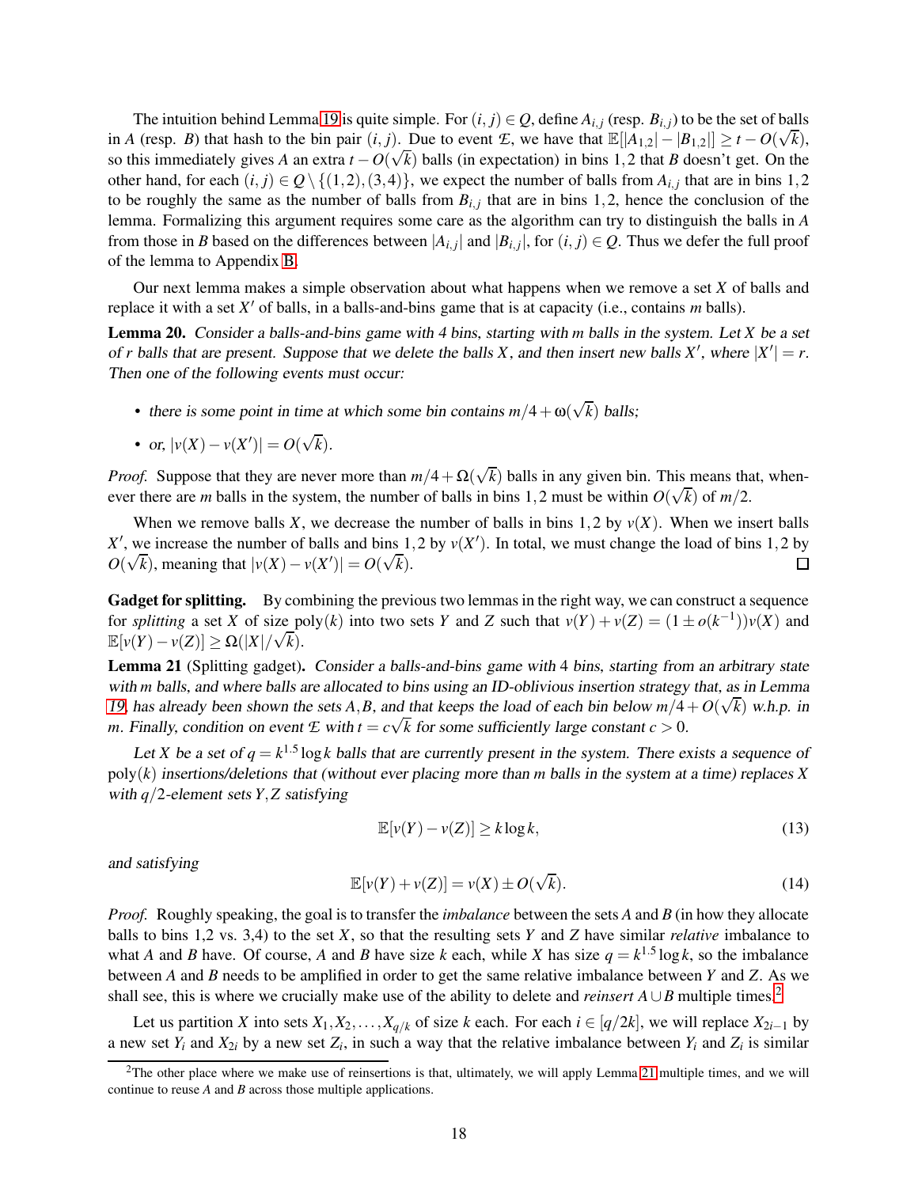The intuition behind Lemma 19 is quite simple. For $(i, j) \in Q$, define $A_{i,j}$ (resp. $B_{i,j}$) to be the set of balls in $A$ (resp. $B$) that hash to the bin pair $(i, j)$. Due to event $\mathcal{E}$, we have that $\mathbb{E}[|A_{1,2}| - |B_{1,2}|] \geq t - O(\sqrt{k})$, so this immediately gives $A$ an extra $t - O(\sqrt{k})$ balls (in expectation) in bins $1,2$ that $B$ doesn't get. On the other hand, for each $(i, j) \in Q \setminus \{(1,2),(3,4)\}$, we expect the number of balls from $A_{i,j}$ that are in bins $1,2$ to be roughly the same as the number of balls from $B_{i,j}$ that are in bins $1,2$, hence the conclusion of the lemma. Formalizing this argument requires some care as the algorithm can try to distinguish the balls in $A$ from those in $B$ based on the differences between $|A_{i,j}|$ and $|B_{i,j}|$, for $(i, j) \in Q$. Thus we defer the full proof of the lemma to Appendix B.

Our next lemma makes a simple observation about what happens when we remove a set $X$ of balls and replace it with a set $X'$ of balls, in a balls-and-bins game that is at capacity (i.e., contains $m$ balls).

**Lemma 20.** *Consider a balls-and-bins game with 4 bins, starting with $m$ balls in the system. Let $X$ be a set of $r$ balls that are present. Suppose that we delete the balls $X$, and then insert new balls $X'$, where $|X'| = r$. Then one of the following events must occur:*

- *there is some point in time at which some bin contains $m/4 + \omega(\sqrt{k})$ balls;*
- *or, $|v(X) - v(X')| = O(\sqrt{k})$.*

*Proof.* Suppose that they are never more than $m/4 + \Omega(\sqrt{k})$ balls in any given bin. This means that, whenever there are $m$ balls in the system, the number of balls in bins $1,2$ must be within $O(\sqrt{k})$ of $m/2$.

When we remove balls $X$, we decrease the number of balls in bins $1,2$ by $v(X)$. When we insert balls $X'$, we increase the number of balls and bins $1,2$ by $v(X')$. In total, we must change the load of bins $1,2$ by $O(\sqrt{k})$, meaning that $|v(X) - v(X')| = O(\sqrt{k})$. □

**Gadget for splitting.** By combining the previous two lemmas in the right way, we can construct a sequence for *splitting* a set $X$ of size $\text{poly}(k)$ into two sets $Y$ and $Z$ such that $v(Y) + v(Z) = (1 \pm o(k^{-1}))v(X)$ and $\mathbb{E}[v(Y) - v(Z)] \geq \Omega(|X|/\sqrt{k})$.

**Lemma 21** (Splitting gadget)**.** *Consider a balls-and-bins game with 4 bins, starting from an arbitrary state with $m$ balls, and where balls are allocated to bins using an ID-oblivious insertion strategy that, as in Lemma 19, has already been shown the sets $A, B$, and that keeps the load of each bin below $m/4 + O(\sqrt{k})$ w.h.p. in $m$. Finally, condition on event $\mathcal{E}$ with $t = c\sqrt{k}$ for some sufficiently large constant $c > 0$.*

*Let $X$ be a set of $q = k^{1.5} \log k$ balls that are currently present in the system. There exists a sequence of $\text{poly}(k)$ insertions/deletions that (without ever placing more than $m$ balls in the system at a time) replaces $X$ with $q/2$-element sets $Y, Z$ satisfying*

$$\mathbb{E}[v(Y) - v(Z)] \geq k \log k, \tag{13}$$

*and satisfying*

$$\mathbb{E}[v(Y) + v(Z)] = v(X) \pm O(\sqrt{k}). \tag{14}$$

*Proof.* Roughly speaking, the goal is to transfer the *imbalance* between the sets $A$ and $B$ (in how they allocate balls to bins $1,2$ vs. $3,4$) to the set $X$, so that the resulting sets $Y$ and $Z$ have similar *relative* imbalance to what $A$ and $B$ have. Of course, $A$ and $B$ have size $k$ each, while $X$ has size $q = k^{1.5} \log k$, so the imbalance between $A$ and $B$ needs to be amplified in order to get the same relative imbalance between $Y$ and $Z$. As we shall see, this is where we crucially make use of the ability to delete and *reinsert* $A \cup B$ multiple times.[2]

Let us partition $X$ into sets $X_1, X_2, \ldots, X_{q/k}$ of size $k$ each. For each $i \in [q/2k]$, we will replace $X_{2i-1}$ by a new set $Y_i$ and $X_{2i}$ by a new set $Z_i$, in such a way that the relative imbalance between $Y_i$ and $Z_i$ is similar

[2] The other place where we make use of reinsertions is that, ultimately, we will apply Lemma 21 multiple times, and we will continue to reuse $A$ and $B$ across those multiple applications.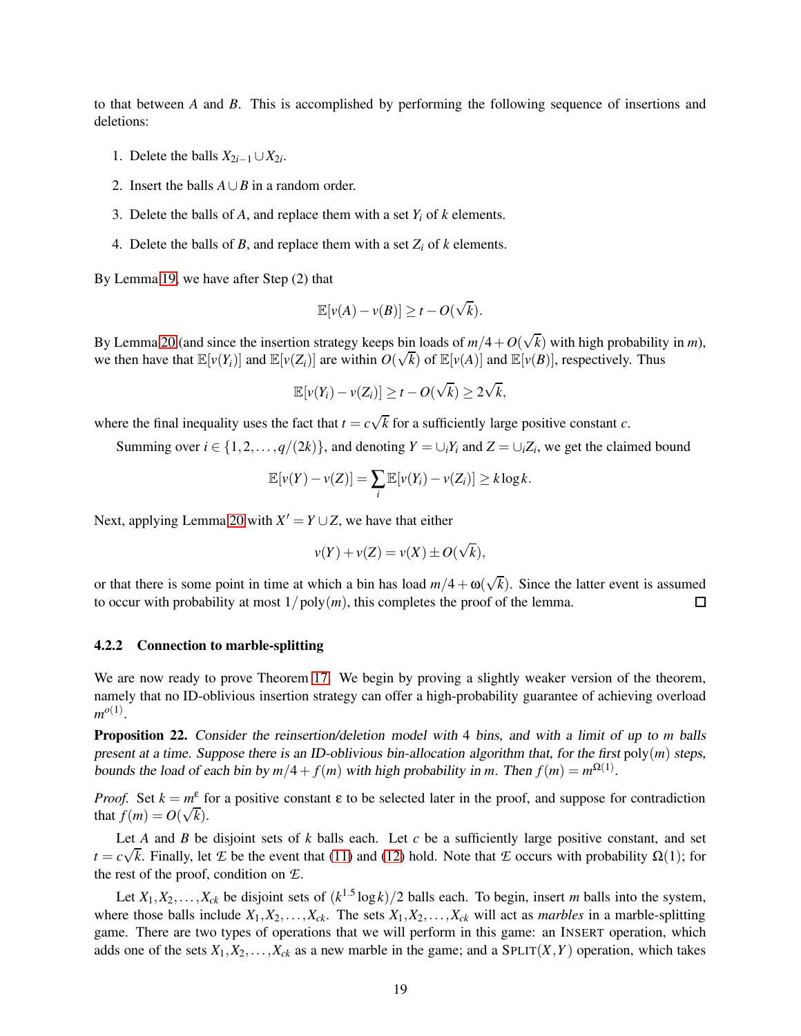to that between $A$ and $B$. This is accomplished by performing the following sequence of insertions and deletions:

1. Delete the balls $X_{2i-1} \cup X_{2i}$.
2. Insert the balls $A \cup B$ in a random order.
3. Delete the balls of $A$, and replace them with a set $Y_i$ of $k$ elements.
4. Delete the balls of $B$, and replace them with a set $Z_i$ of $k$ elements.

By Lemma 19, we have after Step (2) that

$$\mathbb{E}[v(A) - v(B)] \geq t - O(\sqrt{k}).$$

By Lemma 20 (and since the insertion strategy keeps bin loads of $m/4 + O(\sqrt{k})$ with high probability in $m$), we then have that $\mathbb{E}[v(Y_i)]$ and $\mathbb{E}[v(Z_i)]$ are within $O(\sqrt{k})$ of $\mathbb{E}[v(A)]$ and $\mathbb{E}[v(B)]$, respectively. Thus

$$\mathbb{E}[v(Y_i) - v(Z_i)] \geq t - O(\sqrt{k}) \geq 2\sqrt{k},$$

where the final inequality uses the fact that $t = c\sqrt{k}$ for a sufficiently large positive constant $c$.

Summing over $i \in \{1, 2, \ldots, q/(2k)\}$, and denoting $Y = \cup_i Y_i$ and $Z = \cup_i Z_i$, we get the claimed bound

$$\mathbb{E}[v(Y) - v(Z)] = \sum_i \mathbb{E}[v(Y_i) - v(Z_i)] \geq k \log k.$$

Next, applying Lemma 20 with $X' = Y \cup Z$, we have that either

$$v(Y) + v(Z) = v(X) \pm O(\sqrt{k}),$$

or that there is some point in time at which a bin has load $m/4 + \omega(\sqrt{k})$. Since the latter event is assumed to occur with probability at most $1/\operatorname{poly}(m)$, this completes the proof of the lemma. □

#### 4.2.2 Connection to marble-splitting

We are now ready to prove Theorem 17. We begin by proving a slightly weaker version of the theorem, namely that no ID-oblivious insertion strategy can offer a high-probability guarantee of achieving overload $m^{o(1)}$.

**Proposition 22.** *Consider the reinsertion/deletion model with 4 bins, and with a limit of up to $m$ balls present at a time. Suppose there is an ID-oblivious bin-allocation algorithm that, for the first $\operatorname{poly}(m)$ steps, bounds the load of each bin by $m/4 + f(m)$ with high probability in $m$. Then $f(m) = m^{\Omega(1)}$.*

*Proof.* Set $k = m^{\varepsilon}$ for a positive constant $\varepsilon$ to be selected later in the proof, and suppose for contradiction that $f(m) = O(\sqrt{k})$.

Let $A$ and $B$ be disjoint sets of $k$ balls each. Let $c$ be a sufficiently large positive constant, and set $t = c\sqrt{k}$. Finally, let $\mathcal{E}$ be the event that (11) and (12) hold. Note that $\mathcal{E}$ occurs with probability $\Omega(1)$; for the rest of the proof, condition on $\mathcal{E}$.

Let $X_1, X_2, \ldots, X_{ck}$ be disjoint sets of $(k^{1.5} \log k)/2$ balls each. To begin, insert $m$ balls into the system, where those balls include $X_1, X_2, \ldots, X_{ck}$. The sets $X_1, X_2, \ldots, X_{ck}$ will act as *marbles* in a marble-splitting game. There are two types of operations that we will perform in this game: an INSERT operation, which adds one of the sets $X_1, X_2, \ldots, X_{ck}$ as a new marble in the game; and a SPLIT$(X, Y)$ operation, which takes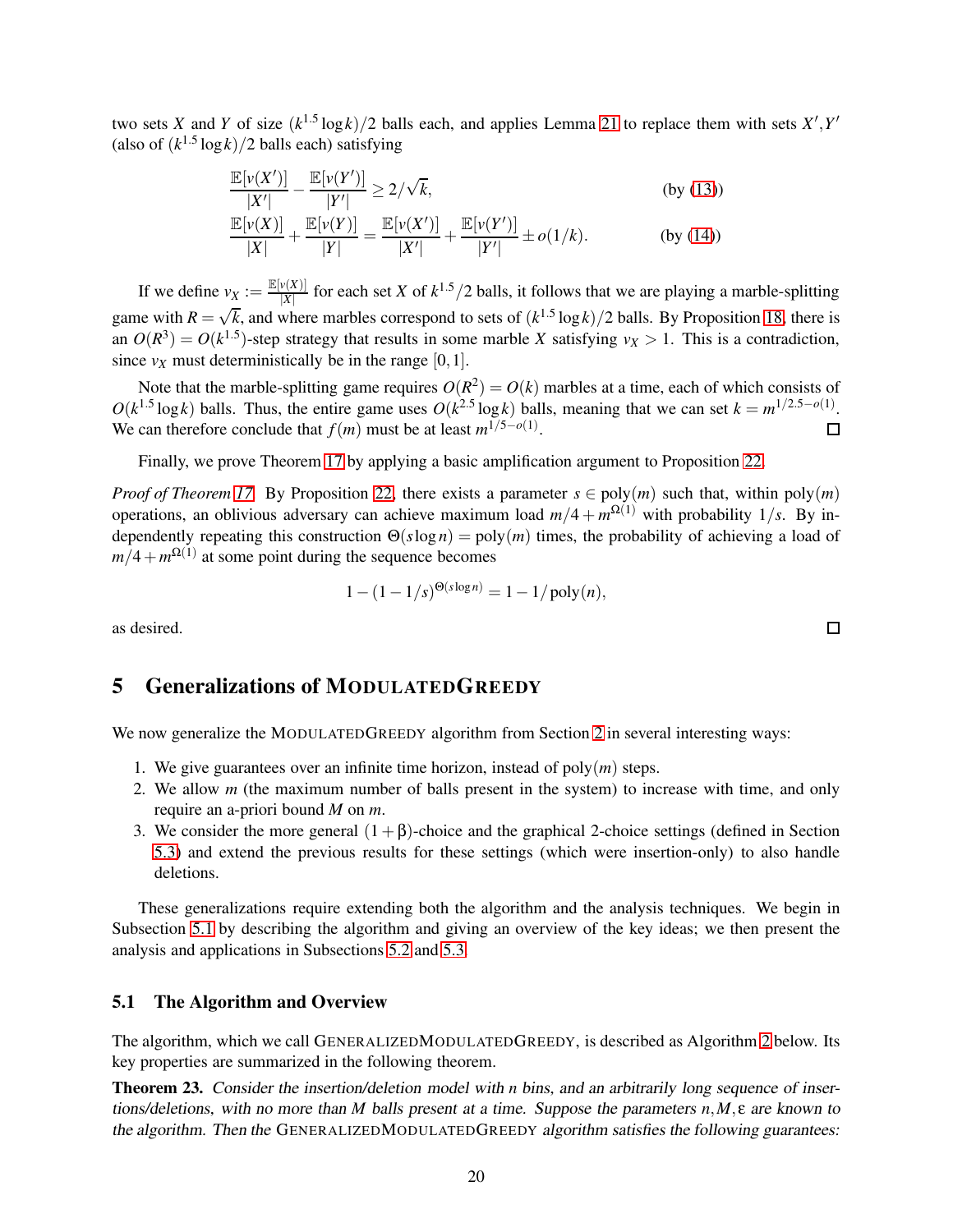two sets $X$ and $Y$ of size $(k^{1.5}\log k)/2$ balls each, and applies Lemma 21 to replace them with sets $X', Y'$ (also of $(k^{1.5}\log k)/2$ balls each) satisfying

$$\frac{\mathbb{E}[v(X')]}{|X'|} - \frac{\mathbb{E}[v(Y')]}{|Y'|} \geq 2/\sqrt{k}, \qquad \text{(by (13))}$$

$$\frac{\mathbb{E}[v(X)]}{|X|} + \frac{\mathbb{E}[v(Y)]}{|Y|} = \frac{\mathbb{E}[v(X')]}{|X'|} + \frac{\mathbb{E}[v(Y')]}{|Y'|} \pm o(1/k). \qquad \text{(by (14))}$$

If we define $v_X := \frac{\mathbb{E}[v(X)]}{|X|}$ for each set $X$ of $k^{1.5}/2$ balls, it follows that we are playing a marble-splitting game with $R = \sqrt{k}$, and where marbles correspond to sets of $(k^{1.5}\log k)/2$ balls. By Proposition 18, there is an $O(R^3) = O(k^{1.5})$-step strategy that results in some marble $X$ satisfying $v_X > 1$. This is a contradiction, since $v_X$ must deterministically be in the range $[0,1]$.

Note that the marble-splitting game requires $O(R^2) = O(k)$ marbles at a time, each of which consists of $O(k^{1.5}\log k)$ balls. Thus, the entire game uses $O(k^{2.5}\log k)$ balls, meaning that we can set $k = m^{1/2.5-o(1)}$. We can therefore conclude that $f(m)$ must be at least $m^{1/5-o(1)}$. □

Finally, we prove Theorem 17 by applying a basic amplification argument to Proposition 22.

*Proof of Theorem 17.* By Proposition 22, there exists a parameter $s \in \text{poly}(m)$ such that, within $\text{poly}(m)$ operations, an oblivious adversary can achieve maximum load $m/4 + m^{\Omega(1)}$ with probability $1/s$. By independently repeating this construction $\Theta(s\log n) = \text{poly}(m)$ times, the probability of achieving a load of $m/4 + m^{\Omega(1)}$ at some point during the sequence becomes

$$1 - (1 - 1/s)^{\Theta(s\log n)} = 1 - 1/\text{poly}(n),$$

as desired. □

## 5 Generalizations of ModulatedGreedy

We now generalize the ModulatedGreedy algorithm from Section 2 in several interesting ways:

1. We give guarantees over an infinite time horizon, instead of $\text{poly}(m)$ steps.
2. We allow $m$ (the maximum number of balls present in the system) to increase with time, and only require an a-priori bound $M$ on $m$.
3. We consider the more general $(1+\beta)$-choice and the graphical 2-choice settings (defined in Section 5.3) and extend the previous results for these settings (which were insertion-only) to also handle deletions.

These generalizations require extending both the algorithm and the analysis techniques. We begin in Subsection 5.1 by describing the algorithm and giving an overview of the key ideas; we then present the analysis and applications in Subsections 5.2 and 5.3.

### 5.1 The Algorithm and Overview

The algorithm, which we call GeneralizedModulatedGreedy, is described as Algorithm 2 below. Its key properties are summarized in the following theorem.

**Theorem 23.** *Consider the insertion/deletion model with $n$ bins, and an arbitrarily long sequence of insertions/deletions, with no more than $M$ balls present at a time. Suppose the parameters $n, M, \varepsilon$ are known to the algorithm. Then the GeneralizedModulatedGreedy algorithm satisfies the following guarantees:*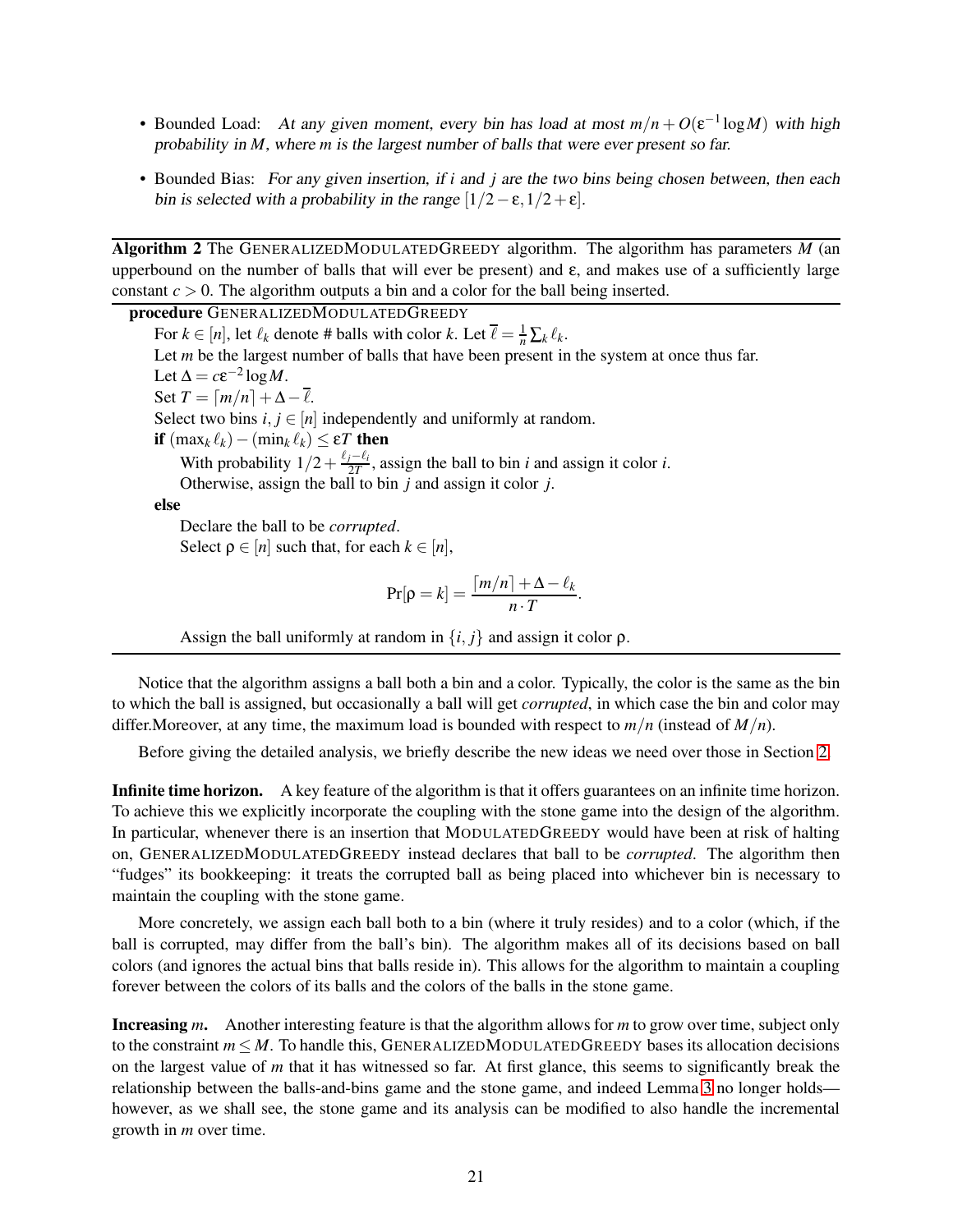- Bounded Load: *At any given moment, every bin has load at most $m/n + O(\varepsilon^{-1}\log M)$ with high probability in $M$, where $m$ is the largest number of balls that were ever present so far.*
- Bounded Bias: *For any given insertion, if $i$ and $j$ are the two bins being chosen between, then each bin is selected with a probability in the range $[1/2-\varepsilon, 1/2+\varepsilon]$.*

---

**Algorithm 2** The GENERALIZEDMODULATEDGREEDY algorithm. The algorithm has parameters $M$ (an upperbound on the number of balls that will ever be present) and $\varepsilon$, and makes use of a sufficiently large constant $c > 0$. The algorithm outputs a bin and a color for the ball being inserted.

---

**procedure** GENERALIZEDMODULATEDGREEDY

  For $k \in [n]$, let $\ell_k$ denote # balls with color $k$. Let $\overline{\ell} = \frac{1}{n}\sum_k \ell_k$.

  Let $m$ be the largest number of balls that have been present in the system at once thus far.

  Let $\Delta = c\varepsilon^{-2}\log M$.

  Set $T = \lceil m/n \rceil + \Delta - \overline{\ell}$.

  Select two bins $i, j \in [n]$ independently and uniformly at random.

  **if** $(\max_k \ell_k) - (\min_k \ell_k) \le \varepsilon T$ **then**

    With probability $1/2 + \frac{\ell_j - \ell_i}{2T}$, assign the ball to bin $i$ and assign it color $i$.

    Otherwise, assign the ball to bin $j$ and assign it color $j$.

  **else**

    Declare the ball to be *corrupted*.

    Select $\rho \in [n]$ such that, for each $k \in [n]$,

$$\Pr[\rho = k] = \frac{\lceil m/n \rceil + \Delta - \ell_k}{n \cdot T}.$$

    Assign the ball uniformly at random in $\{i, j\}$ and assign it color $\rho$.

---

Notice that the algorithm assigns a ball both a bin and a color. Typically, the color is the same as the bin to which the ball is assigned, but occasionally a ball will get *corrupted*, in which case the bin and color may differ.Moreover, at any time, the maximum load is bounded with respect to $m/n$ (instead of $M/n$).

Before giving the detailed analysis, we briefly describe the new ideas we need over those in Section 2.

**Infinite time horizon.** A key feature of the algorithm is that it offers guarantees on an infinite time horizon. To achieve this we explicitly incorporate the coupling with the stone game into the design of the algorithm. In particular, whenever there is an insertion that MODULATEDGREEDY would have been at risk of halting on, GENERALIZEDMODULATEDGREEDY instead declares that ball to be *corrupted*. The algorithm then "fudges" its bookkeeping: it treats the corrupted ball as being placed into whichever bin is necessary to maintain the coupling with the stone game.

More concretely, we assign each ball both to a bin (where it truly resides) and to a color (which, if the ball is corrupted, may differ from the ball's bin). The algorithm makes all of its decisions based on ball colors (and ignores the actual bins that balls reside in). This allows for the algorithm to maintain a coupling forever between the colors of its balls and the colors of the balls in the stone game.

**Increasing $m$.** Another interesting feature is that the algorithm allows for $m$ to grow over time, subject only to the constraint $m \le M$. To handle this, GENERALIZEDMODULATEDGREEDY bases its allocation decisions on the largest value of $m$ that it has witnessed so far. At first glance, this seems to significantly break the relationship between the balls-and-bins game and the stone game, and indeed Lemma 3 no longer holds—however, as we shall see, the stone game and its analysis can be modified to also handle the incremental growth in $m$ over time.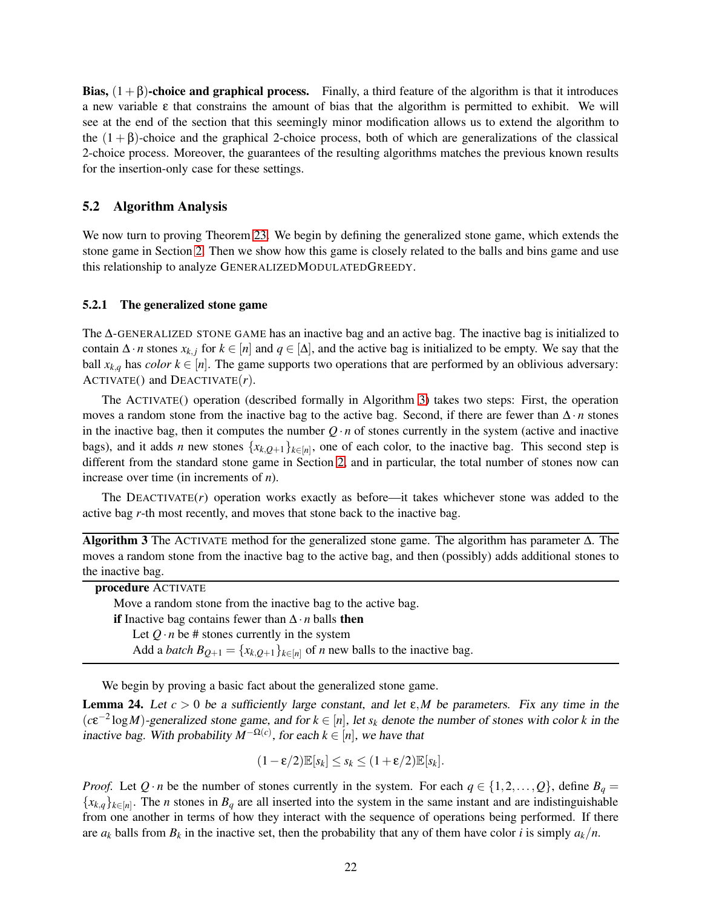**Bias, $(1+\beta)$-choice and graphical process.** Finally, a third feature of the algorithm is that it introduces a new variable $\varepsilon$ that constrains the amount of bias that the algorithm is permitted to exhibit. We will see at the end of the section that this seemingly minor modification allows us to extend the algorithm to the $(1+\beta)$-choice and the graphical 2-choice process, both of which are generalizations of the classical 2-choice process. Moreover, the guarantees of the resulting algorithms matches the previous known results for the insertion-only case for these settings.

## 5.2 Algorithm Analysis

We now turn to proving Theorem 23. We begin by defining the generalized stone game, which extends the stone game in Section 2. Then we show how this game is closely related to the balls and bins game and use this relationship to analyze GENERALIZEDMODULATEDGREEDY.

### 5.2.1 The generalized stone game

The $\Delta$-GENERALIZED STONE GAME has an inactive bag and an active bag. The inactive bag is initialized to contain $\Delta \cdot n$ stones $x_{k,j}$ for $k \in [n]$ and $q \in [\Delta]$, and the active bag is initialized to be empty. We say that the ball $x_{k,q}$ has *color* $k \in [n]$. The game supports two operations that are performed by an oblivious adversary: ACTIVATE() and DEACTIVATE($r$).

The ACTIVATE() operation (described formally in Algorithm 3) takes two steps: First, the operation moves a random stone from the inactive bag to the active bag. Second, if there are fewer than $\Delta \cdot n$ stones in the inactive bag, then it computes the number $Q \cdot n$ of stones currently in the system (active and inactive bags), and it adds $n$ new stones $\{x_{k,Q+1}\}_{k \in [n]}$, one of each color, to the inactive bag. This second step is different from the standard stone game in Section 2, and in particular, the total number of stones now can increase over time (in increments of $n$).

The DEACTIVATE($r$) operation works exactly as before—it takes whichever stone was added to the active bag $r$-th most recently, and moves that stone back to the inactive bag.

---

**Algorithm 3** The ACTIVATE method for the generalized stone game. The algorithm has parameter $\Delta$. The moves a random stone from the inactive bag to the active bag, and then (possibly) adds additional stones to the inactive bag.

---

```
procedure ACTIVATE
    Move a random stone from the inactive bag to the active bag.
    if Inactive bag contains fewer than Δ·n balls then
        Let Q·n be # stones currently in the system
        Add a batch B_{Q+1} = {x_{k,Q+1}}_{k∈[n]} of n new balls to the inactive bag.
```

---

We begin by proving a basic fact about the generalized stone game.

**Lemma 24.** *Let $c > 0$ be a sufficiently large constant, and let $\varepsilon, M$ be parameters. Fix any time in the $(c\varepsilon^{-2}\log M)$-generalized stone game, and for $k \in [n]$, let $s_k$ denote the number of stones with color $k$ in the inactive bag. With probability $M^{-\Omega(c)}$, for each $k \in [n]$, we have that*

$$(1-\varepsilon/2)\mathbb{E}[s_k] \leq s_k \leq (1+\varepsilon/2)\mathbb{E}[s_k].$$

*Proof.* Let $Q \cdot n$ be the number of stones currently in the system. For each $q \in \{1, 2, \ldots, Q\}$, define $B_q = \{x_{k,q}\}_{k \in [n]}$. The $n$ stones in $B_q$ are all inserted into the system in the same instant and are indistinguishable from one another in terms of how they interact with the sequence of operations being performed. If there are $a_k$ balls from $B_k$ in the inactive set, then the probability that any of them have color $i$ is simply $a_k/n$.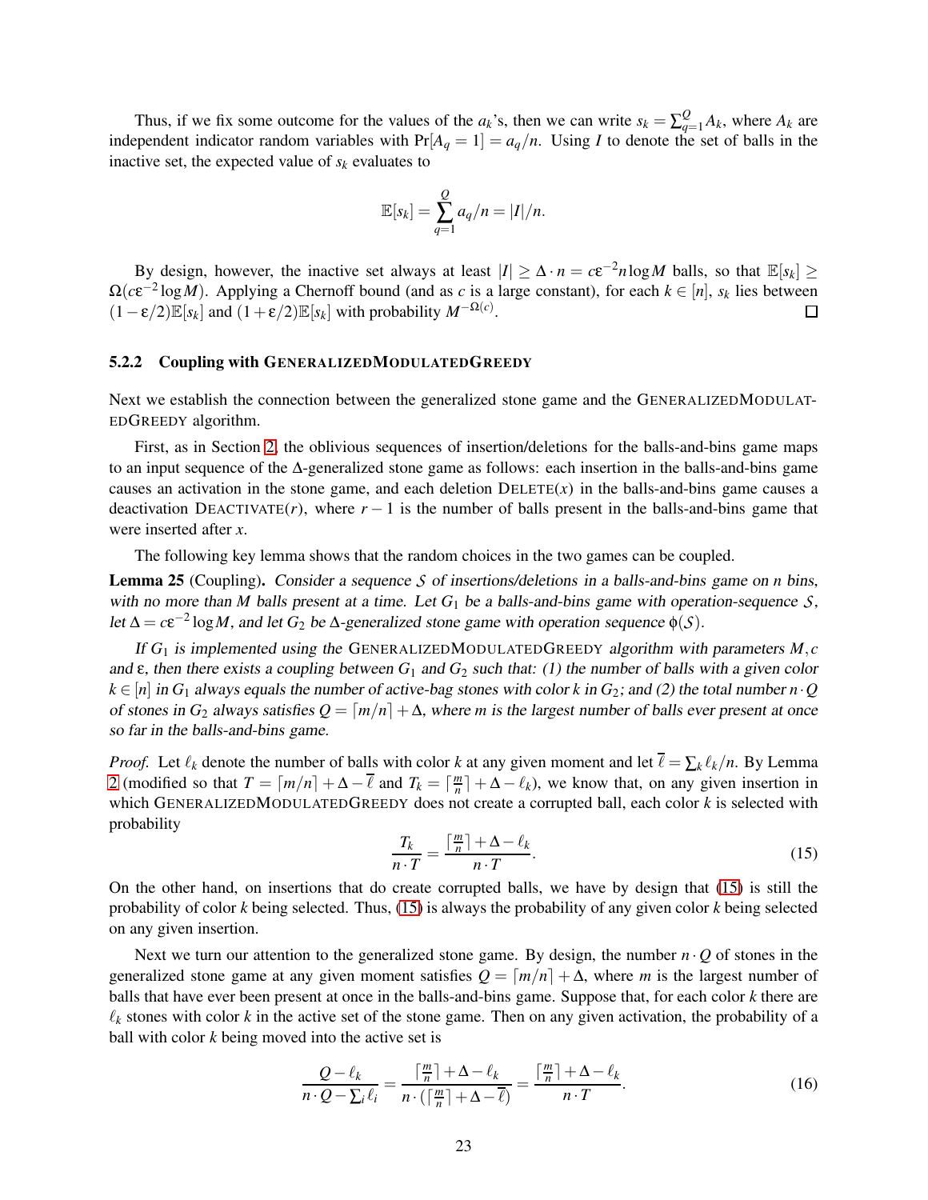Thus, if we fix some outcome for the values of the $a_k$'s, then we can write $s_k = \sum_{q=1}^{Q} A_k$, where $A_k$ are independent indicator random variables with $\Pr[A_q = 1] = a_q/n$. Using $I$ to denote the set of balls in the inactive set, the expected value of $s_k$ evaluates to

$$\mathbb{E}[s_k] = \sum_{q=1}^{Q} a_q/n = |I|/n.$$

By design, however, the inactive set always at least $|I| \geq \Delta \cdot n = c\varepsilon^{-2} n \log M$ balls, so that $\mathbb{E}[s_k] \geq \Omega(c\varepsilon^{-2} \log M)$. Applying a Chernoff bound (and as $c$ is a large constant), for each $k \in [n]$, $s_k$ lies between $(1-\varepsilon/2)\mathbb{E}[s_k]$ and $(1+\varepsilon/2)\mathbb{E}[s_k]$ with probability $M^{-\Omega(c)}$. □

#### 5.2.2 Coupling with GeneralizedModulatedGreedy

Next we establish the connection between the generalized stone game and the GeneralizedModulatedGreedy algorithm.

First, as in Section 2, the oblivious sequences of insertion/deletions for the balls-and-bins game maps to an input sequence of the $\Delta$-generalized stone game as follows: each insertion in the balls-and-bins game causes an activation in the stone game, and each deletion Delete$(x)$ in the balls-and-bins game causes a deactivation Deactivate$(r)$, where $r-1$ is the number of balls present in the balls-and-bins game that were inserted after $x$.

The following key lemma shows that the random choices in the two games can be coupled.

**Lemma 25** (Coupling). *Consider a sequence $\mathcal{S}$ of insertions/deletions in a balls-and-bins game on $n$ bins, with no more than $M$ balls present at a time. Let $G_1$ be a balls-and-bins game with operation-sequence $\mathcal{S}$, let $\Delta = c\varepsilon^{-2} \log M$, and let $G_2$ be $\Delta$-generalized stone game with operation sequence $\phi(\mathcal{S})$.*

*If $G_1$ is implemented using the GeneralizedModulatedGreedy algorithm with parameters $M, c$ and $\varepsilon$, then there exists a coupling between $G_1$ and $G_2$ such that: (1) the number of balls with a given color $k \in [n]$ in $G_1$ always equals the number of active-bag stones with color $k$ in $G_2$; and (2) the total number $n \cdot Q$ of stones in $G_2$ always satisfies $Q = \lceil m/n \rceil + \Delta$, where $m$ is the largest number of balls ever present at once so far in the balls-and-bins game.*

*Proof.* Let $\ell_k$ denote the number of balls with color $k$ at any given moment and let $\overline{\ell} = \sum_k \ell_k / n$. By Lemma 2 (modified so that $T = \lceil m/n \rceil + \Delta - \overline{\ell}$ and $T_k = \lceil \frac{m}{n} \rceil + \Delta - \ell_k$), we know that, on any given insertion in which GeneralizedModulatedGreedy does not create a corrupted ball, each color $k$ is selected with probability

$$\frac{T_k}{n \cdot T} = \frac{\lceil \frac{m}{n} \rceil + \Delta - \ell_k}{n \cdot T}. \tag{15}$$

On the other hand, on insertions that do create corrupted balls, we have by design that (15) is still the probability of color $k$ being selected. Thus, (15) is always the probability of any given color $k$ being selected on any given insertion.

Next we turn our attention to the generalized stone game. By design, the number $n \cdot Q$ of stones in the generalized stone game at any given moment satisfies $Q = \lceil m/n \rceil + \Delta$, where $m$ is the largest number of balls that have ever been present at once in the balls-and-bins game. Suppose that, for each color $k$ there are $\ell_k$ stones with color $k$ in the active set of the stone game. Then on any given activation, the probability of a ball with color $k$ being moved into the active set is

$$\frac{Q - \ell_k}{n \cdot Q - \sum_i \ell_i} = \frac{\lceil \frac{m}{n} \rceil + \Delta - \ell_k}{n \cdot (\lceil \frac{m}{n} \rceil + \Delta - \overline{\ell})} = \frac{\lceil \frac{m}{n} \rceil + \Delta - \ell_k}{n \cdot T}. \tag{16}$$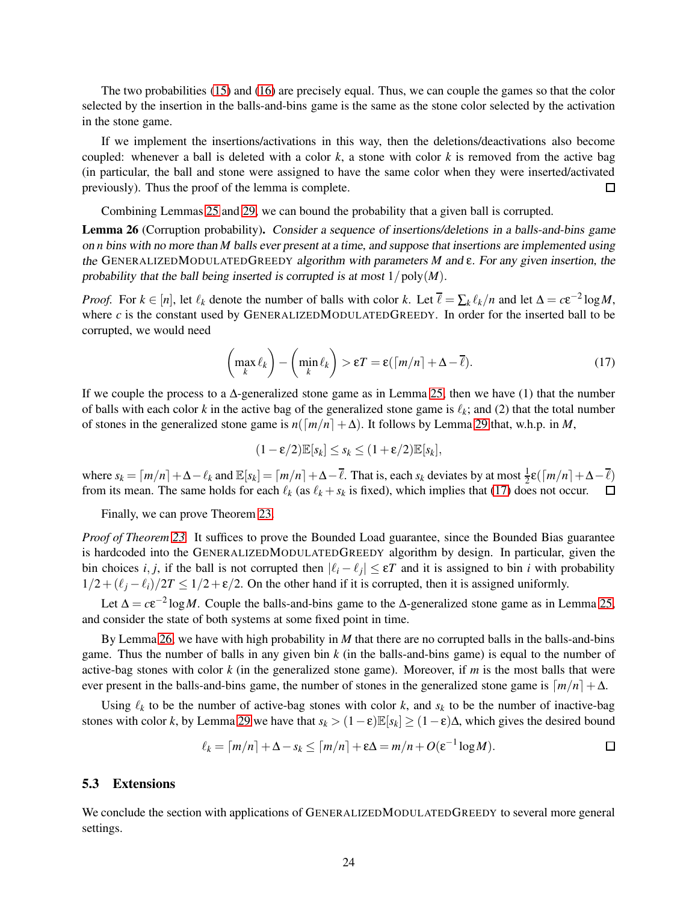The two probabilities (15) and (16) are precisely equal. Thus, we can couple the games so that the color selected by the insertion in the balls-and-bins game is the same as the stone color selected by the activation in the stone game.

If we implement the insertions/activations in this way, then the deletions/deactivations also become coupled: whenever a ball is deleted with a color $k$, a stone with color $k$ is removed from the active bag (in particular, the ball and stone were assigned to have the same color when they were inserted/activated previously). Thus the proof of the lemma is complete. □

Combining Lemmas 25 and 29, we can bound the probability that a given ball is corrupted.

**Lemma 26** (Corruption probability)**.** *Consider a sequence of insertions/deletions in a balls-and-bins game on $n$ bins with no more than $M$ balls ever present at a time, and suppose that insertions are implemented using the* GeneralizedModulatedGreedy *algorithm with parameters $M$ and $\varepsilon$. For any given insertion, the probability that the ball being inserted is corrupted is at most $1/\operatorname{poly}(M)$.*

*Proof.* For $k \in [n]$, let $\ell_k$ denote the number of balls with color $k$. Let $\overline{\ell} = \sum_k \ell_k / n$ and let $\Delta = c\varepsilon^{-2} \log M$, where $c$ is the constant used by GeneralizedModulatedGreedy. In order for the inserted ball to be corrupted, we would need

$$\left(\max_k \ell_k\right) - \left(\min_k \ell_k\right) > \varepsilon T = \varepsilon(\lceil m/n \rceil + \Delta - \overline{\ell}). \tag{17}$$

If we couple the process to a $\Delta$-generalized stone game as in Lemma 25, then we have (1) that the number of balls with each color $k$ in the active bag of the generalized stone game is $\ell_k$; and (2) that the total number of stones in the generalized stone game is $n(\lceil m/n \rceil + \Delta)$. It follows by Lemma 29 that, w.h.p. in $M$,

$$(1 - \varepsilon/2)\mathbb{E}[s_k] \le s_k \le (1 + \varepsilon/2)\mathbb{E}[s_k],$$

where $s_k = \lceil m/n \rceil + \Delta - \ell_k$ and $\mathbb{E}[s_k] = \lceil m/n \rceil + \Delta - \overline{\ell}$. That is, each $s_k$ deviates by at most $\frac{1}{2}\varepsilon(\lceil m/n \rceil + \Delta - \overline{\ell})$ from its mean. The same holds for each $\ell_k$ (as $\ell_k + s_k$ is fixed), which implies that (17) does not occur. □

Finally, we can prove Theorem 23.

*Proof of Theorem 23.* It suffices to prove the Bounded Load guarantee, since the Bounded Bias guarantee is hardcoded into the GeneralizedModulatedGreedy algorithm by design. In particular, given the bin choices $i, j$, if the ball is not corrupted then $|\ell_i - \ell_j| \le \varepsilon T$ and it is assigned to bin $i$ with probability $1/2 + (\ell_j - \ell_i)/2T \le 1/2 + \varepsilon/2$. On the other hand if it is corrupted, then it is assigned uniformly.

Let $\Delta = c\varepsilon^{-2} \log M$. Couple the balls-and-bins game to the $\Delta$-generalized stone game as in Lemma 25, and consider the state of both systems at some fixed point in time.

By Lemma 26, we have with high probability in $M$ that there are no corrupted balls in the balls-and-bins game. Thus the number of balls in any given bin $k$ (in the balls-and-bins game) is equal to the number of active-bag stones with color $k$ (in the generalized stone game). Moreover, if $m$ is the most balls that were ever present in the balls-and-bins game, the number of stones in the generalized stone game is $\lceil m/n \rceil + \Delta$.

Using $\ell_k$ to be the number of active-bag stones with color $k$, and $s_k$ to be the number of inactive-bag stones with color $k$, by Lemma 29 we have that $s_k > (1-\varepsilon)\mathbb{E}[s_k] \ge (1-\varepsilon)\Delta$, which gives the desired bound

$$\ell_k = \lceil m/n \rceil + \Delta - s_k \le \lceil m/n \rceil + \varepsilon\Delta = m/n + O(\varepsilon^{-1} \log M).$$

□

## 5.3 Extensions

We conclude the section with applications of GeneralizedModulatedGreedy to several more general settings.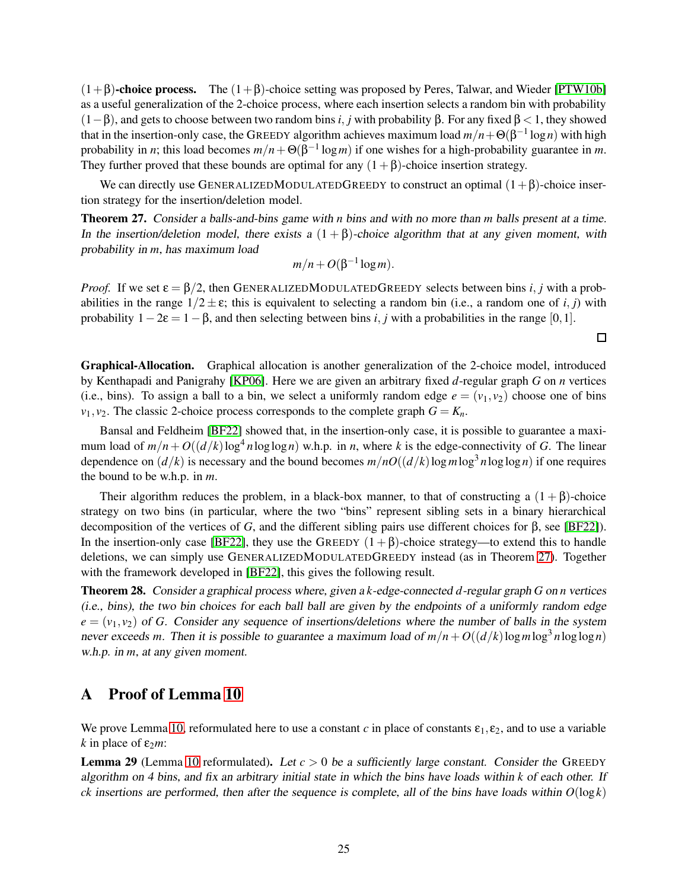**$(1+\beta)$-choice process.** The $(1+\beta)$-choice setting was proposed by Peres, Talwar, and Wieder [PTW10b] as a useful generalization of the 2-choice process, where each insertion selects a random bin with probability $(1-\beta)$, and gets to choose between two random bins $i, j$ with probability $\beta$. For any fixed $\beta < 1$, they showed that in the insertion-only case, the GREEDY algorithm achieves maximum load $m/n + \Theta(\beta^{-1} \log n)$ with high probability in $n$; this load becomes $m/n + \Theta(\beta^{-1} \log m)$ if one wishes for a high-probability guarantee in $m$. They further proved that these bounds are optimal for any $(1+\beta)$-choice insertion strategy.

We can directly use GENERALIZEDMODULATEDGREEDY to construct an optimal $(1+\beta)$-choice insertion strategy for the insertion/deletion model.

**Theorem 27.** *Consider a balls-and-bins game with $n$ bins and with no more than $m$ balls present at a time. In the insertion/deletion model, there exists a $(1+\beta)$-choice algorithm that at any given moment, with probability in $m$, has maximum load*

$$m/n + O(\beta^{-1} \log m).$$

*Proof.* If we set $\varepsilon = \beta/2$, then GENERALIZEDMODULATEDGREEDY selects between bins $i, j$ with a probabilities in the range $1/2 \pm \varepsilon$; this is equivalent to selecting a random bin (i.e., a random one of $i, j$) with probability $1 - 2\varepsilon = 1 - \beta$, and then selecting between bins $i, j$ with a probabilities in the range $[0, 1]$. □

**Graphical-Allocation.** Graphical allocation is another generalization of the 2-choice model, introduced by Kenthapadi and Panigrahy [KP06]. Here we are given an arbitrary fixed $d$-regular graph $G$ on $n$ vertices (i.e., bins). To assign a ball to a bin, we select a uniformly random edge $e = (v_1, v_2)$ choose one of bins $v_1, v_2$. The classic 2-choice process corresponds to the complete graph $G = K_n$.

Bansal and Feldheim [BF22] showed that, in the insertion-only case, it is possible to guarantee a maximum load of $m/n + O((d/k) \log^4 n \log \log n)$ w.h.p. in $n$, where $k$ is the edge-connectivity of $G$. The linear dependence on $(d/k)$ is necessary and the bound becomes $m/nO((d/k) \log m \log^3 n \log \log n)$ if one requires the bound to be w.h.p. in $m$.

Their algorithm reduces the problem, in a black-box manner, to that of constructing a $(1+\beta)$-choice strategy on two bins (in particular, where the two "bins" represent sibling sets in a binary hierarchical decomposition of the vertices of $G$, and the different sibling pairs use different choices for $\beta$, see [BF22]). In the insertion-only case [BF22], they use the GREEDY $(1+\beta)$-choice strategy—to extend this to handle deletions, we can simply use GENERALIZEDMODULATEDGREEDY instead (as in Theorem 27). Together with the framework developed in [BF22], this gives the following result.

**Theorem 28.** *Consider a graphical process where, given a $k$-edge-connected $d$-regular graph $G$ on $n$ vertices (i.e., bins), the two bin choices for each ball ball are given by the endpoints of a uniformly random edge $e = (v_1, v_2)$ of $G$. Consider any sequence of insertions/deletions where the number of balls in the system never exceeds $m$. Then it is possible to guarantee a maximum load of $m/n + O((d/k) \log m \log^3 n \log \log n)$ w.h.p. in $m$, at any given moment.*

# A Proof of Lemma 10

We prove Lemma 10, reformulated here to use a constant $c$ in place of constants $\varepsilon_1, \varepsilon_2$, and to use a variable $k$ in place of $\varepsilon_2 m$:

**Lemma 29** (Lemma 10 reformulated)**.** *Let $c > 0$ be a sufficiently large constant. Consider the GREEDY algorithm on 4 bins, and fix an arbitrary initial state in which the bins have loads within $k$ of each other. If $ck$ insertions are performed, then after the sequence is complete, all of the bins have loads within $O(\log k)$*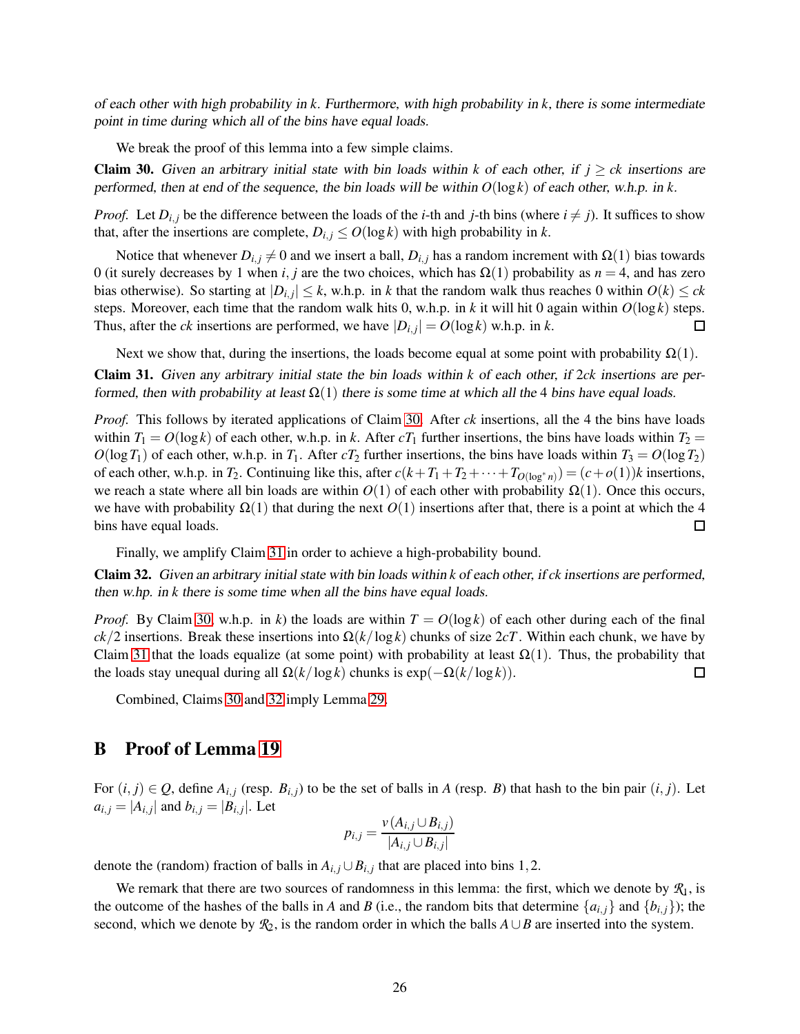*of each other with high probability in $k$. Furthermore, with high probability in $k$, there is some intermediate point in time during which all of the bins have equal loads.*

We break the proof of this lemma into a few simple claims.

**Claim 30.** *Given an arbitrary initial state with bin loads within $k$ of each other, if $j \geq ck$ insertions are performed, then at end of the sequence, the bin loads will be within $O(\log k)$ of each other, w.h.p. in $k$.*

*Proof.* Let $D_{i,j}$ be the difference between the loads of the $i$-th and $j$-th bins (where $i \neq j$). It suffices to show that, after the insertions are complete, $D_{i,j} \leq O(\log k)$ with high probability in $k$.

Notice that whenever $D_{i,j} \neq 0$ and we insert a ball, $D_{i,j}$ has a random increment with $\Omega(1)$ bias towards 0 (it surely decreases by 1 when $i, j$ are the two choices, which has $\Omega(1)$ probability as $n = 4$, and has zero bias otherwise). So starting at $|D_{i,j}| \leq k$, w.h.p. in $k$ that the random walk thus reaches 0 within $O(k) \leq ck$ steps. Moreover, each time that the random walk hits 0, w.h.p. in $k$ it will hit 0 again within $O(\log k)$ steps. Thus, after the $ck$ insertions are performed, we have $|D_{i,j}| = O(\log k)$ w.h.p. in $k$. □

Next we show that, during the insertions, the loads become equal at some point with probability $\Omega(1)$.

**Claim 31.** *Given any arbitrary initial state the bin loads within $k$ of each other, if $2ck$ insertions are performed, then with probability at least $\Omega(1)$ there is some time at which all the 4 bins have equal loads.*

*Proof.* This follows by iterated applications of Claim 30. After $ck$ insertions, all the 4 the bins have loads within $T_1 = O(\log k)$ of each other, w.h.p. in $k$. After $cT_1$ further insertions, the bins have loads within $T_2 = O(\log T_1)$ of each other, w.h.p. in $T_1$. After $cT_2$ further insertions, the bins have loads within $T_3 = O(\log T_2)$ of each other, w.h.p. in $T_2$. Continuing like this, after $c(k + T_1 + T_2 + \cdots + T_{O(\log^* n)}) = (c + o(1))k$ insertions, we reach a state where all bin loads are within $O(1)$ of each other with probability $\Omega(1)$. Once this occurs, we have with probability $\Omega(1)$ that during the next $O(1)$ insertions after that, there is a point at which the 4 bins have equal loads. □

Finally, we amplify Claim 31 in order to achieve a high-probability bound.

**Claim 32.** *Given an arbitrary initial state with bin loads within $k$ of each other, if $ck$ insertions are performed, then w.hp. in $k$ there is some time when all the bins have equal loads.*

*Proof.* By Claim 30, w.h.p. in $k$) the loads are within $T = O(\log k)$ of each other during each of the final $ck/2$ insertions. Break these insertions into $\Omega(k/\log k)$ chunks of size $2cT$. Within each chunk, we have by Claim 31 that the loads equalize (at some point) with probability at least $\Omega(1)$. Thus, the probability that the loads stay unequal during all $\Omega(k/\log k)$ chunks is $\exp(-\Omega(k/\log k))$. □

Combined, Claims 30 and 32 imply Lemma 29.

## B Proof of Lemma 19

For $(i, j) \in Q$, define $A_{i,j}$ (resp. $B_{i,j}$) to be the set of balls in $A$ (resp. $B$) that hash to the bin pair $(i, j)$. Let $a_{i,j} = |A_{i,j}|$ and $b_{i,j} = |B_{i,j}|$. Let

$$p_{i,j} = \frac{v(A_{i,j} \cup B_{i,j})}{|A_{i,j} \cup B_{i,j}|}$$

denote the (random) fraction of balls in $A_{i,j} \cup B_{i,j}$ that are placed into bins $1, 2$.

We remark that there are two sources of randomness in this lemma: the first, which we denote by $\mathcal{R}_1$, is the outcome of the hashes of the balls in $A$ and $B$ (i.e., the random bits that determine $\{a_{i,j}\}$ and $\{b_{i,j}\}$); the second, which we denote by $\mathcal{R}_2$, is the random order in which the balls $A \cup B$ are inserted into the system.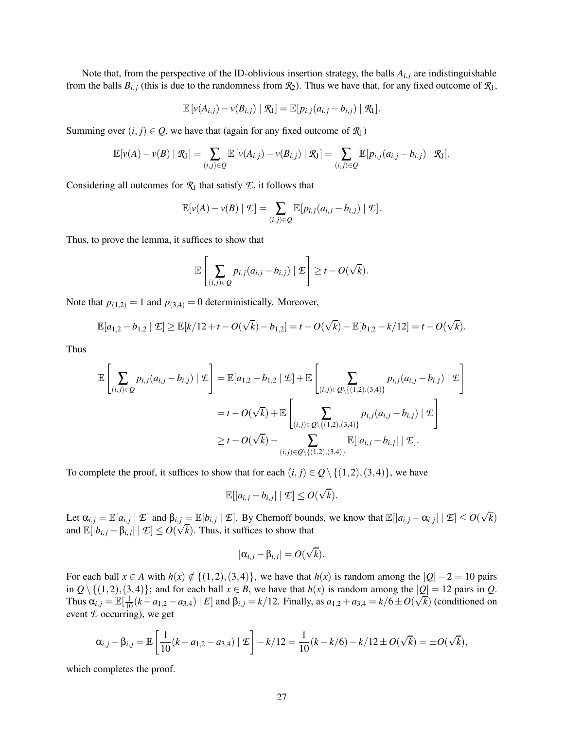Note that, from the perspective of the ID-oblivious insertion strategy, the balls $A_{i,j}$ are indistinguishable from the balls $B_{i,j}$ (this is due to the randomness from $\mathcal{R}_2$). Thus we have that, for any fixed outcome of $\mathcal{R}_1$,

$$\mathbb{E}[v(A_{i,j}) - v(B_{i,j}) \mid \mathcal{R}_1] = \mathbb{E}[p_{i,j}(a_{i,j} - b_{i,j}) \mid \mathcal{R}_1].$$

Summing over $(i, j) \in Q$, we have that (again for any fixed outcome of $\mathcal{R}_1$)

$$\mathbb{E}[v(A) - v(B) \mid \mathcal{R}_1] = \sum_{(i,j)\in Q} \mathbb{E}[v(A_{i,j}) - v(B_{i,j}) \mid \mathcal{R}_1] = \sum_{(i,j)\in Q} \mathbb{E}[p_{i,j}(a_{i,j} - b_{i,j}) \mid \mathcal{R}_1].$$

Considering all outcomes for $\mathcal{R}_1$ that satisfy $\mathcal{E}$, it follows that

$$\mathbb{E}[v(A) - v(B) \mid \mathcal{E}] = \sum_{(i,j)\in Q} \mathbb{E}[p_{i,j}(a_{i,j} - b_{i,j}) \mid \mathcal{E}].$$

Thus, to prove the lemma, it suffices to show that

$$\mathbb{E}\left[\sum_{(i,j)\in Q} p_{i,j}(a_{i,j} - b_{i,j}) \mid \mathcal{E}\right] \geq t - O(\sqrt{k}).$$

Note that $p_{(1,2)} = 1$ and $p_{(3,4)} = 0$ deterministically. Moreover,

$$\mathbb{E}[a_{1,2} - b_{1,2} \mid \mathcal{E}] \geq \mathbb{E}[k/12 + t - O(\sqrt{k}) - b_{1,2}] = t - O(\sqrt{k}) - \mathbb{E}[b_{1,2} - k/12] = t - O(\sqrt{k}).$$

Thus

$$\begin{aligned}
\mathbb{E}\left[\sum_{(i,j)\in Q} p_{i,j}(a_{i,j} - b_{i,j}) \mid \mathcal{E}\right] &= \mathbb{E}[a_{1,2} - b_{1,2} \mid \mathcal{E}] + \mathbb{E}\left[\sum_{(i,j)\in Q\setminus\{(1,2),(3,4)\}} p_{i,j}(a_{i,j} - b_{i,j}) \mid \mathcal{E}\right] \\
&= t - O(\sqrt{k}) + \mathbb{E}\left[\sum_{(i,j)\in Q\setminus\{(1,2),(3,4)\}} p_{i,j}(a_{i,j} - b_{i,j}) \mid \mathcal{E}\right] \\
&\geq t - O(\sqrt{k}) - \sum_{(i,j)\in Q\setminus\{(1,2),(3,4)\}} \mathbb{E}[|a_{i,j} - b_{i,j}| \mid \mathcal{E}].
\end{aligned}$$

To complete the proof, it suffices to show that for each $(i, j) \in Q \setminus \{(1,2),(3,4)\}$, we have

$$\mathbb{E}[|a_{i,j} - b_{i,j}| \mid \mathcal{E}] \leq O(\sqrt{k}).$$

Let $\alpha_{i,j} = \mathbb{E}[a_{i,j} \mid \mathcal{E}]$ and $\beta_{i,j} = \mathbb{E}[b_{i,j} \mid \mathcal{E}]$. By Chernoff bounds, we know that $\mathbb{E}[|a_{i,j} - \alpha_{i,j}| \mid \mathcal{E}] \leq O(\sqrt{k})$ and $\mathbb{E}[|b_{i,j} - \beta_{i,j}| \mid \mathcal{E}] \leq O(\sqrt{k})$. Thus, it suffices to show that

$$|\alpha_{i,j} - \beta_{i,j}| = O(\sqrt{k}).$$

For each ball $x \in A$ with $h(x) \notin \{(1,2),(3,4)\}$, we have that $h(x)$ is random among the $|Q| - 2 = 10$ pairs in $Q \setminus \{(1,2),(3,4)\}$; and for each ball $x \in B$, we have that $h(x)$ is random among the $|Q| = 12$ pairs in $Q$. Thus $\alpha_{i,j} = \mathbb{E}[\frac{1}{10}(k - a_{1,2} - a_{3,4}) \mid E]$ and $\beta_{i,j} = k/12$. Finally, as $a_{1,2} + a_{3,4} = k/6 \pm O(\sqrt{k})$ (conditioned on event $\mathcal{E}$ occurring), we get

$$\alpha_{i,j} - \beta_{i,j} = \mathbb{E}\left[\frac{1}{10}(k - a_{1,2} - a_{3,4}) \mid \mathcal{E}\right] - k/12 = \frac{1}{10}(k - k/6) - k/12 \pm O(\sqrt{k}) = \pm O(\sqrt{k}),$$

which completes the proof.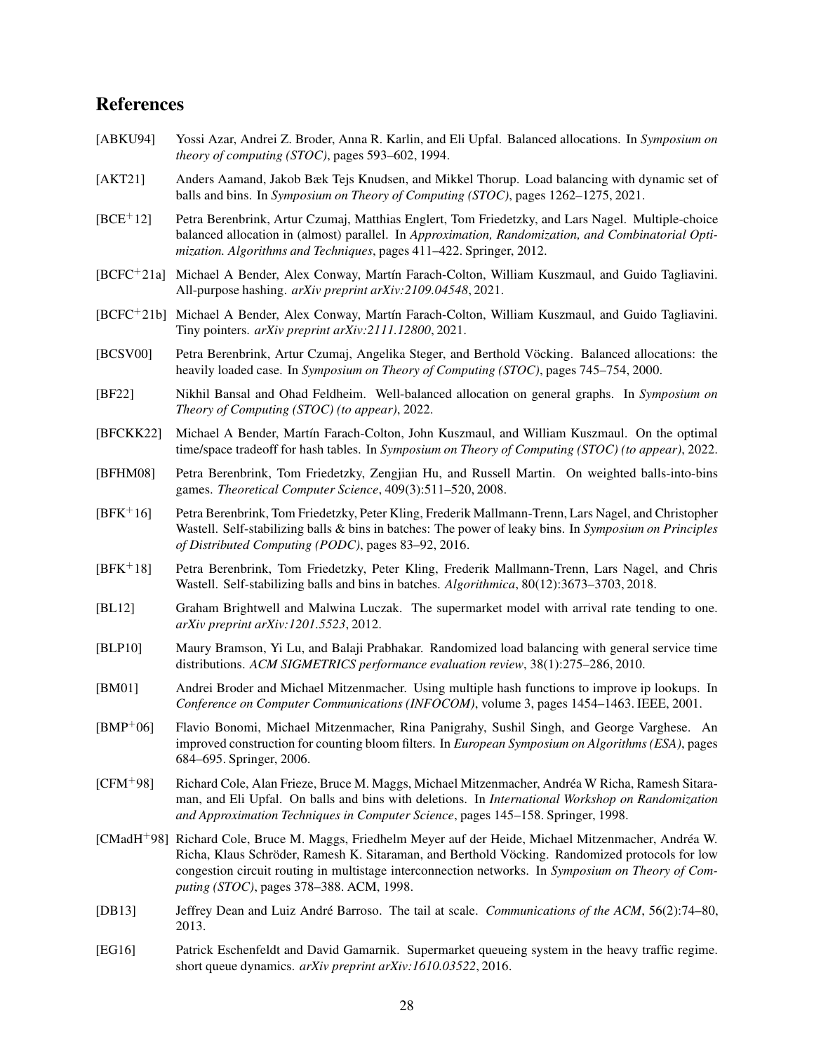# References

[ABKU94] Yossi Azar, Andrei Z. Broder, Anna R. Karlin, and Eli Upfal. Balanced allocations. In *Symposium on theory of computing (STOC)*, pages 593–602, 1994.

[AKT21] Anders Aamand, Jakob Bæk Tejs Knudsen, and Mikkel Thorup. Load balancing with dynamic set of balls and bins. In *Symposium on Theory of Computing (STOC)*, pages 1262–1275, 2021.

[BCE+12] Petra Berenbrink, Artur Czumaj, Matthias Englert, Tom Friedetzky, and Lars Nagel. Multiple-choice balanced allocation in (almost) parallel. In *Approximation, Randomization, and Combinatorial Optimization. Algorithms and Techniques*, pages 411–422. Springer, 2012.

[BCFC+21a] Michael A Bender, Alex Conway, Martín Farach-Colton, William Kuszmaul, and Guido Tagliavini. All-purpose hashing. *arXiv preprint arXiv:2109.04548*, 2021.

[BCFC+21b] Michael A Bender, Alex Conway, Martín Farach-Colton, William Kuszmaul, and Guido Tagliavini. Tiny pointers. *arXiv preprint arXiv:2111.12800*, 2021.

[BCSV00] Petra Berenbrink, Artur Czumaj, Angelika Steger, and Berthold Vöcking. Balanced allocations: the heavily loaded case. In *Symposium on Theory of Computing (STOC)*, pages 745–754, 2000.

[BF22] Nikhil Bansal and Ohad Feldheim. Well-balanced allocation on general graphs. In *Symposium on Theory of Computing (STOC) (to appear)*, 2022.

[BFCKK22] Michael A Bender, Martín Farach-Colton, John Kuszmaul, and William Kuszmaul. On the optimal time/space tradeoff for hash tables. In *Symposium on Theory of Computing (STOC) (to appear)*, 2022.

[BFHM08] Petra Berenbrink, Tom Friedetzky, Zengjian Hu, and Russell Martin. On weighted balls-into-bins games. *Theoretical Computer Science*, 409(3):511–520, 2008.

[BFK+16] Petra Berenbrink, Tom Friedetzky, Peter Kling, Frederik Mallmann-Trenn, Lars Nagel, and Christopher Wastell. Self-stabilizing balls & bins in batches: The power of leaky bins. In *Symposium on Principles of Distributed Computing (PODC)*, pages 83–92, 2016.

[BFK+18] Petra Berenbrink, Tom Friedetzky, Peter Kling, Frederik Mallmann-Trenn, Lars Nagel, and Chris Wastell. Self-stabilizing balls and bins in batches. *Algorithmica*, 80(12):3673–3703, 2018.

[BL12] Graham Brightwell and Malwina Luczak. The supermarket model with arrival rate tending to one. *arXiv preprint arXiv:1201.5523*, 2012.

[BLP10] Maury Bramson, Yi Lu, and Balaji Prabhakar. Randomized load balancing with general service time distributions. *ACM SIGMETRICS performance evaluation review*, 38(1):275–286, 2010.

[BM01] Andrei Broder and Michael Mitzenmacher. Using multiple hash functions to improve ip lookups. In *Conference on Computer Communications (INFOCOM)*, volume 3, pages 1454–1463. IEEE, 2001.

[BMP+06] Flavio Bonomi, Michael Mitzenmacher, Rina Panigrahy, Sushil Singh, and George Varghese. An improved construction for counting bloom filters. In *European Symposium on Algorithms (ESA)*, pages 684–695. Springer, 2006.

[CFM+98] Richard Cole, Alan Frieze, Bruce M. Maggs, Michael Mitzenmacher, Andréa W Richa, Ramesh Sitaraman, and Eli Upfal. On balls and bins with deletions. In *International Workshop on Randomization and Approximation Techniques in Computer Science*, pages 145–158. Springer, 1998.

[CMadH+98] Richard Cole, Bruce M. Maggs, Friedhelm Meyer auf der Heide, Michael Mitzenmacher, Andréa W. Richa, Klaus Schröder, Ramesh K. Sitaraman, and Berthold Vöcking. Randomized protocols for low congestion circuit routing in multistage interconnection networks. In *Symposium on Theory of Computing (STOC)*, pages 378–388. ACM, 1998.

[DB13] Jeffrey Dean and Luiz André Barroso. The tail at scale. *Communications of the ACM*, 56(2):74–80, 2013.

[EG16] Patrick Eschenfeldt and David Gamarnik. Supermarket queueing system in the heavy traffic regime. short queue dynamics. *arXiv preprint arXiv:1610.03522*, 2016.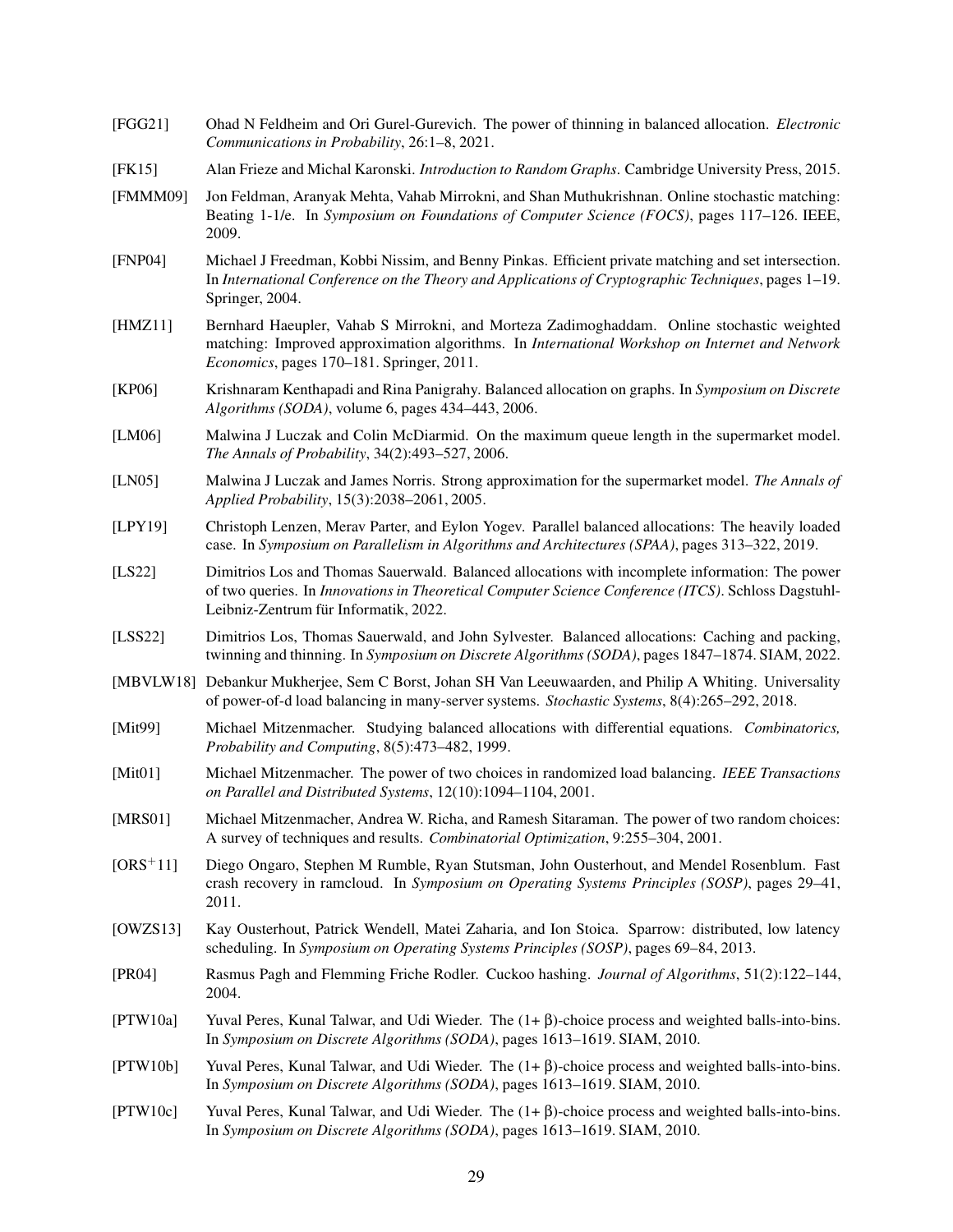[FGG21] Ohad N Feldheim and Ori Gurel-Gurevich. The power of thinning in balanced allocation. *Electronic Communications in Probability*, 26:1–8, 2021.

[FK15] Alan Frieze and Michal Karonski. *Introduction to Random Graphs*. Cambridge University Press, 2015.

[FMMM09] Jon Feldman, Aranyak Mehta, Vahab Mirrokni, and Shan Muthukrishnan. Online stochastic matching: Beating 1-1/e. In *Symposium on Foundations of Computer Science (FOCS)*, pages 117–126. IEEE, 2009.

[FNP04] Michael J Freedman, Kobbi Nissim, and Benny Pinkas. Efficient private matching and set intersection. In *International Conference on the Theory and Applications of Cryptographic Techniques*, pages 1–19. Springer, 2004.

[HMZ11] Bernhard Haeupler, Vahab S Mirrokni, and Morteza Zadimoghaddam. Online stochastic weighted matching: Improved approximation algorithms. In *International Workshop on Internet and Network Economics*, pages 170–181. Springer, 2011.

[KP06] Krishnaram Kenthapadi and Rina Panigrahy. Balanced allocation on graphs. In *Symposium on Discrete Algorithms (SODA)*, volume 6, pages 434–443, 2006.

[LM06] Malwina J Luczak and Colin McDiarmid. On the maximum queue length in the supermarket model. *The Annals of Probability*, 34(2):493–527, 2006.

[LN05] Malwina J Luczak and James Norris. Strong approximation for the supermarket model. *The Annals of Applied Probability*, 15(3):2038–2061, 2005.

[LPY19] Christoph Lenzen, Merav Parter, and Eylon Yogev. Parallel balanced allocations: The heavily loaded case. In *Symposium on Parallelism in Algorithms and Architectures (SPAA)*, pages 313–322, 2019.

[LS22] Dimitrios Los and Thomas Sauerwald. Balanced allocations with incomplete information: The power of two queries. In *Innovations in Theoretical Computer Science Conference (ITCS)*. Schloss Dagstuhl-Leibniz-Zentrum für Informatik, 2022.

[LSS22] Dimitrios Los, Thomas Sauerwald, and John Sylvester. Balanced allocations: Caching and packing, twinning and thinning. In *Symposium on Discrete Algorithms (SODA)*, pages 1847–1874. SIAM, 2022.

[MBVLW18] Debankur Mukherjee, Sem C Borst, Johan SH Van Leeuwaarden, and Philip A Whiting. Universality of power-of-d load balancing in many-server systems. *Stochastic Systems*, 8(4):265–292, 2018.

[Mit99] Michael Mitzenmacher. Studying balanced allocations with differential equations. *Combinatorics, Probability and Computing*, 8(5):473–482, 1999.

[Mit01] Michael Mitzenmacher. The power of two choices in randomized load balancing. *IEEE Transactions on Parallel and Distributed Systems*, 12(10):1094–1104, 2001.

[MRS01] Michael Mitzenmacher, Andrea W. Richa, and Ramesh Sitaraman. The power of two random choices: A survey of techniques and results. *Combinatorial Optimization*, 9:255–304, 2001.

[ORS+11] Diego Ongaro, Stephen M Rumble, Ryan Stutsman, John Ousterhout, and Mendel Rosenblum. Fast crash recovery in ramcloud. In *Symposium on Operating Systems Principles (SOSP)*, pages 29–41, 2011.

[OWZS13] Kay Ousterhout, Patrick Wendell, Matei Zaharia, and Ion Stoica. Sparrow: distributed, low latency scheduling. In *Symposium on Operating Systems Principles (SOSP)*, pages 69–84, 2013.

[PR04] Rasmus Pagh and Flemming Friche Rodler. Cuckoo hashing. *Journal of Algorithms*, 51(2):122–144, 2004.

[PTW10a] Yuval Peres, Kunal Talwar, and Udi Wieder. The $(1+\beta)$-choice process and weighted balls-into-bins. In *Symposium on Discrete Algorithms (SODA)*, pages 1613–1619. SIAM, 2010.

[PTW10b] Yuval Peres, Kunal Talwar, and Udi Wieder. The $(1+\beta)$-choice process and weighted balls-into-bins. In *Symposium on Discrete Algorithms (SODA)*, pages 1613–1619. SIAM, 2010.

[PTW10c] Yuval Peres, Kunal Talwar, and Udi Wieder. The $(1+\beta)$-choice process and weighted balls-into-bins. In *Symposium on Discrete Algorithms (SODA)*, pages 1613–1619. SIAM, 2010.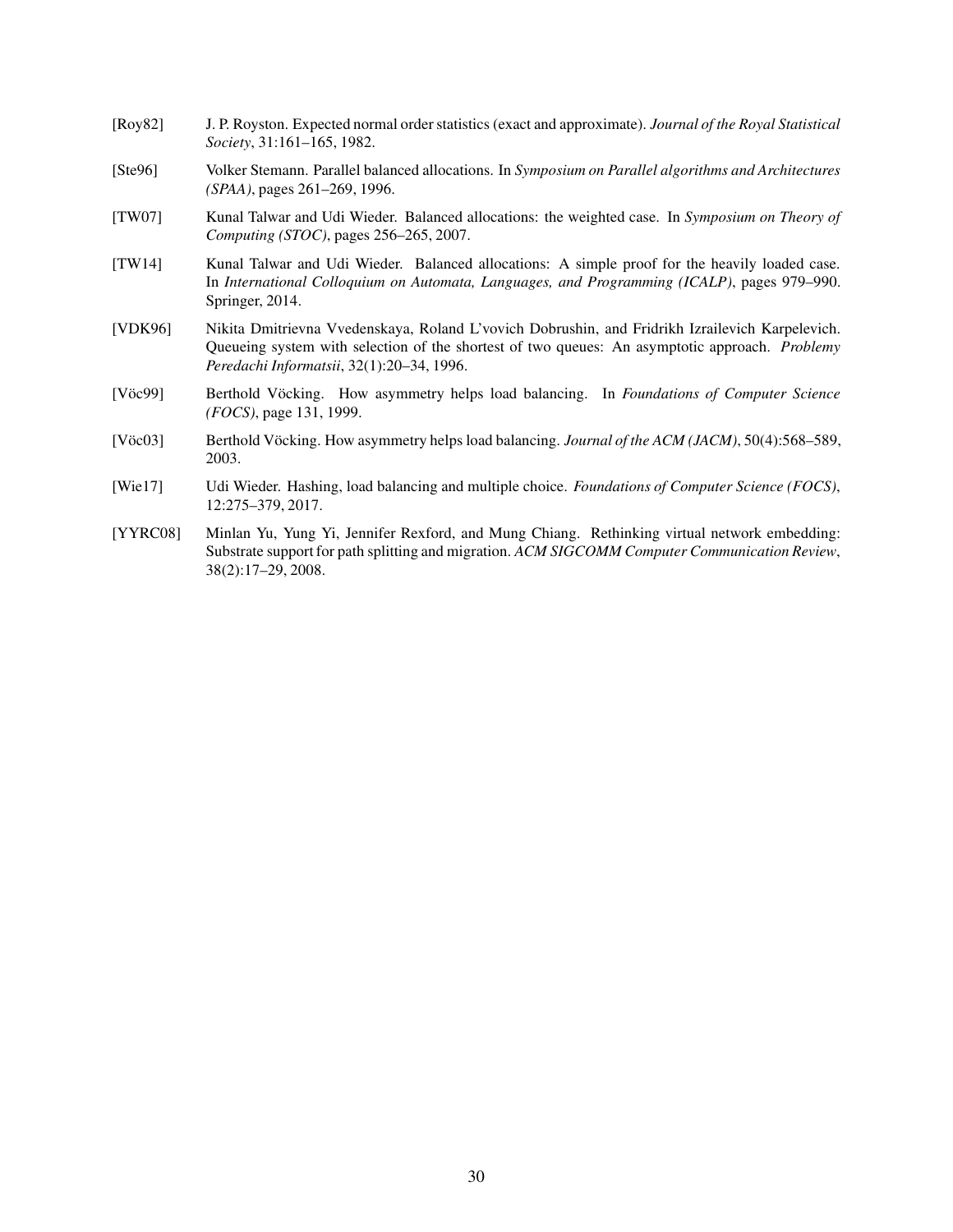[Roy82] J. P. Royston. Expected normal order statistics (exact and approximate). *Journal of the Royal Statistical Society*, 31:161–165, 1982.

[Ste96] Volker Stemann. Parallel balanced allocations. In *Symposium on Parallel algorithms and Architectures (SPAA)*, pages 261–269, 1996.

[TW07] Kunal Talwar and Udi Wieder. Balanced allocations: the weighted case. In *Symposium on Theory of Computing (STOC)*, pages 256–265, 2007.

[TW14] Kunal Talwar and Udi Wieder. Balanced allocations: A simple proof for the heavily loaded case. In *International Colloquium on Automata, Languages, and Programming (ICALP)*, pages 979–990. Springer, 2014.

[VDK96] Nikita Dmitrievna Vvedenskaya, Roland L'vovich Dobrushin, and Fridrikh Izrailevich Karpelevich. Queueing system with selection of the shortest of two queues: An asymptotic approach. *Problemy Peredachi Informatsii*, 32(1):20–34, 1996.

[Vöc99] Berthold Vöcking. How asymmetry helps load balancing. In *Foundations of Computer Science (FOCS)*, page 131, 1999.

[Vöc03] Berthold Vöcking. How asymmetry helps load balancing. *Journal of the ACM (JACM)*, 50(4):568–589, 2003.

[Wie17] Udi Wieder. Hashing, load balancing and multiple choice. *Foundations of Computer Science (FOCS)*, 12:275–379, 2017.

[YYRC08] Minlan Yu, Yung Yi, Jennifer Rexford, and Mung Chiang. Rethinking virtual network embedding: Substrate support for path splitting and migration. *ACM SIGCOMM Computer Communication Review*, 38(2):17–29, 2008.